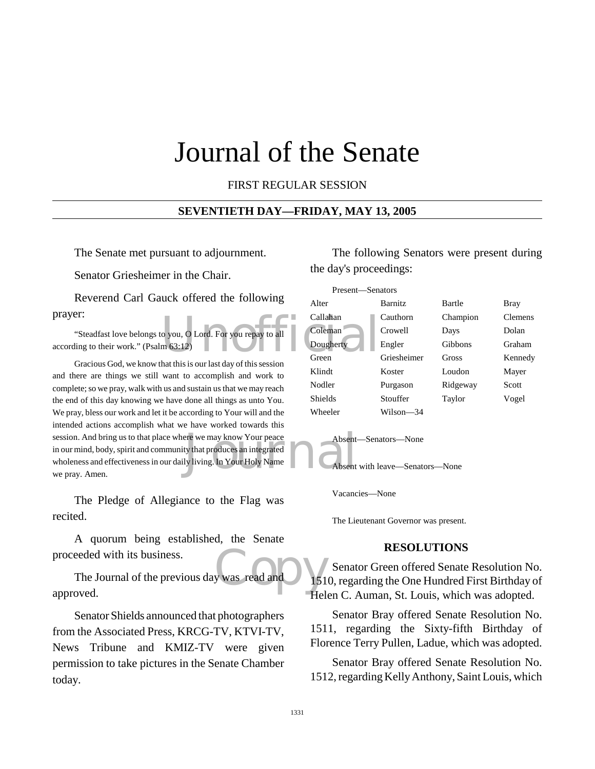# Journal of the Senate

FIRST REGULAR SESSION

## SEVENTIETH DAY—FRIDAY, MAY 13, 2005

The Senate met pursuant to adjournment.

Senator Griesheimer in the Chair.

Reverend Carl Gauck offered the following prayer:

"Steadfast love belongs to you, O Lord. For you repay to all according to their work." (Psalm 63:12)

Gracious God, we know that this is our last day of this session and there are things we still want to accomplish and work to complete; so we pray, walk with us and sustain us that we may reach the end of this day knowing we have done all things as unto You. We pray, bless our work and let it be according to Your will and the intended actions accomplish what we have worked towards this session. And bring us to that place where we may know Your peace in our mind, body, spirit and community that produces an integrated wholeness and effectiveness in our daily living. In Your Holy Name we pray. Amen.

The Pledge of Allegiance to the Flag was recited.

A quorum being established, the Senate proceeded with its business.

The Journal of the previous day was read and approved.

Senator Shields announced that photographers from the Associated Press, KRCG-TV, KTVI-TV, News Tribune and KMIZ-TV were given permission to take pictures in the Senate Chamber today.

The following Senators were present during the day's proceedings:

Present—Senators

| | | | |
|---|---|---|---|
| Alter | Barnitz | Bartle | Bray |
| Callahan | Cauthorn | Champion | Clemens |
| Coleman | Crowell | Days | Dolan |
| Dougherty | Engler | Gibbons | Graham |
| Green | Griesheimer | Gross | Kennedy |
| Klindt | Koster | Loudon | Mayer |
| Nodler | Purgason | Ridgeway | Scott |
| Shields | Stouffer | Taylor | Vogel |
| Wheeler | Wilson—34 | | |

Absent—Senators—None

Absent with leave—Senators—None

Vacancies—None

The Lieutenant Governor was present.

### RESOLUTIONS

Senator Green offered Senate Resolution No. 1510, regarding the One Hundred First Birthday of Helen C. Auman, St. Louis, which was adopted.

Senator Bray offered Senate Resolution No. 1511, regarding the Sixty-fifth Birthday of Florence Terry Pullen, Ladue, which was adopted.

Senator Bray offered Senate Resolution No. 1512, regarding Kelly Anthony, Saint Louis, which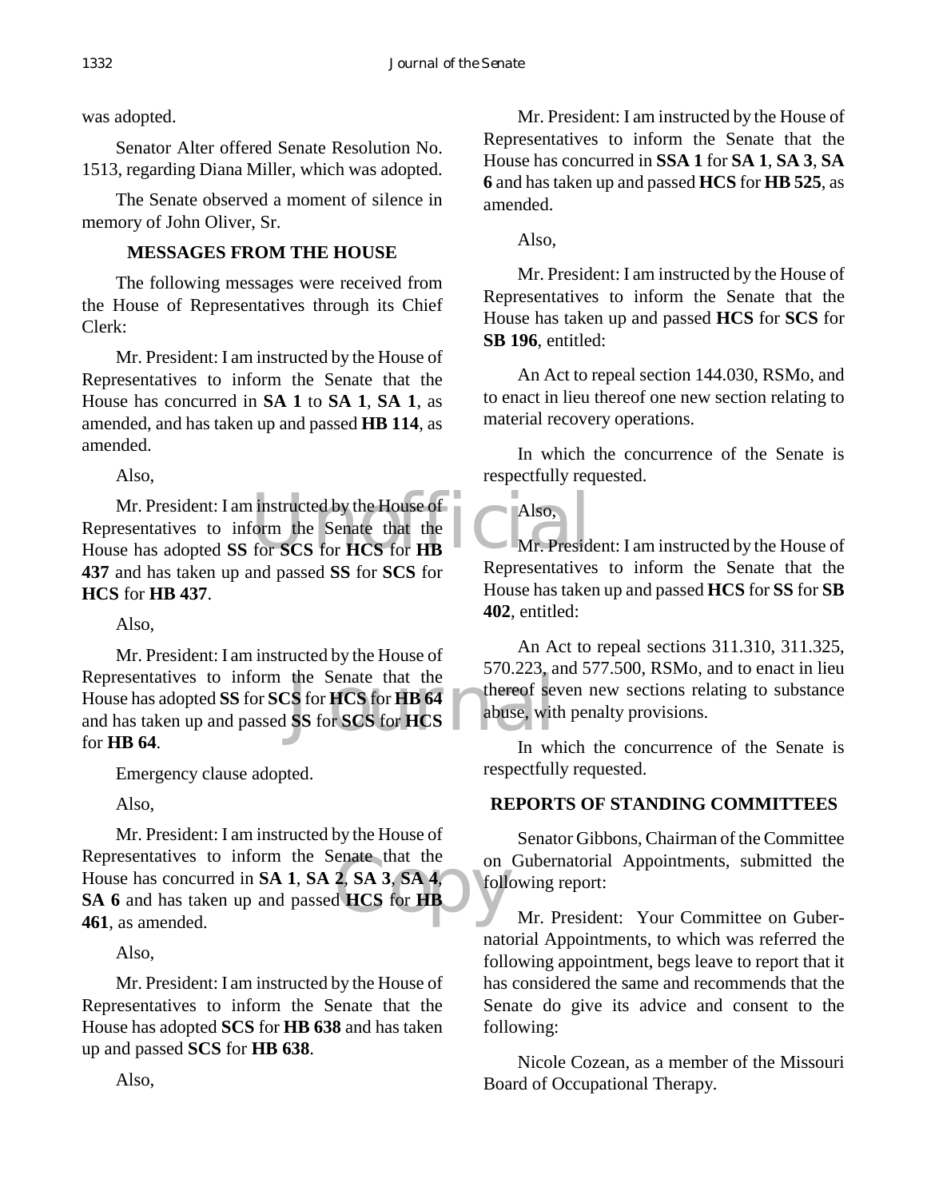was adopted.

Senator Alter offered Senate Resolution No. 1513, regarding Diana Miller, which was adopted.

The Senate observed a moment of silence in memory of John Oliver, Sr.

## MESSAGES FROM THE HOUSE

The following messages were received from the House of Representatives through its Chief Clerk:

Mr. President: I am instructed by the House of Representatives to inform the Senate that the House has concurred in **SA 1** to **SA 1**, **SA 1**, as amended, and has taken up and passed **HB 114**, as amended.

Also,

Mr. President: I am instructed by the House of Representatives to inform the Senate that the House has adopted **SS** for **SCS** for **HCS** for **HB 437** and has taken up and passed **SS** for **SCS** for **HCS** for **HB 437**.

Also,

Mr. President: I am instructed by the House of Representatives to inform the Senate that the House has adopted **SS** for **SCS** for **HCS** for **HB 64** and has taken up and passed **SS** for **SCS** for **HCS** for **HB 64**.

Emergency clause adopted.

Also,

Mr. President: I am instructed by the House of Representatives to inform the Senate that the House has concurred in **SA 1**, **SA 2**, **SA 3**, **SA 4**, **SA 6** and has taken up and passed **HCS** for **HB 461**, as amended.

Also,

Mr. President: I am instructed by the House of Representatives to inform the Senate that the House has adopted **SCS** for **HB 638** and has taken up and passed **SCS** for **HB 638**.

Also,

Mr. President: I am instructed by the House of Representatives to inform the Senate that the House has concurred in **SSA 1** for **SA 1**, **SA 3**, **SA 6** and has taken up and passed **HCS** for **HB 525**, as amended.

Also,

Mr. President: I am instructed by the House of Representatives to inform the Senate that the House has taken up and passed **HCS** for **SCS** for **SB 196**, entitled:

An Act to repeal section 144.030, RSMo, and to enact in lieu thereof one new section relating to material recovery operations.

In which the concurrence of the Senate is respectfully requested.

Also,

Mr. President: I am instructed by the House of Representatives to inform the Senate that the House has taken up and passed **HCS** for **SS** for **SB 402**, entitled:

An Act to repeal sections 311.310, 311.325, 570.223, and 577.500, RSMo, and to enact in lieu thereof seven new sections relating to substance abuse, with penalty provisions.

In which the concurrence of the Senate is respectfully requested.

## REPORTS OF STANDING COMMITTEES

Senator Gibbons, Chairman of the Committee on Gubernatorial Appointments, submitted the following report:

Mr. President: Your Committee on Gubernatorial Appointments, to which was referred the following appointment, begs leave to report that it has considered the same and recommends that the Senate do give its advice and consent to the following:

Nicole Cozean, as a member of the Missouri Board of Occupational Therapy.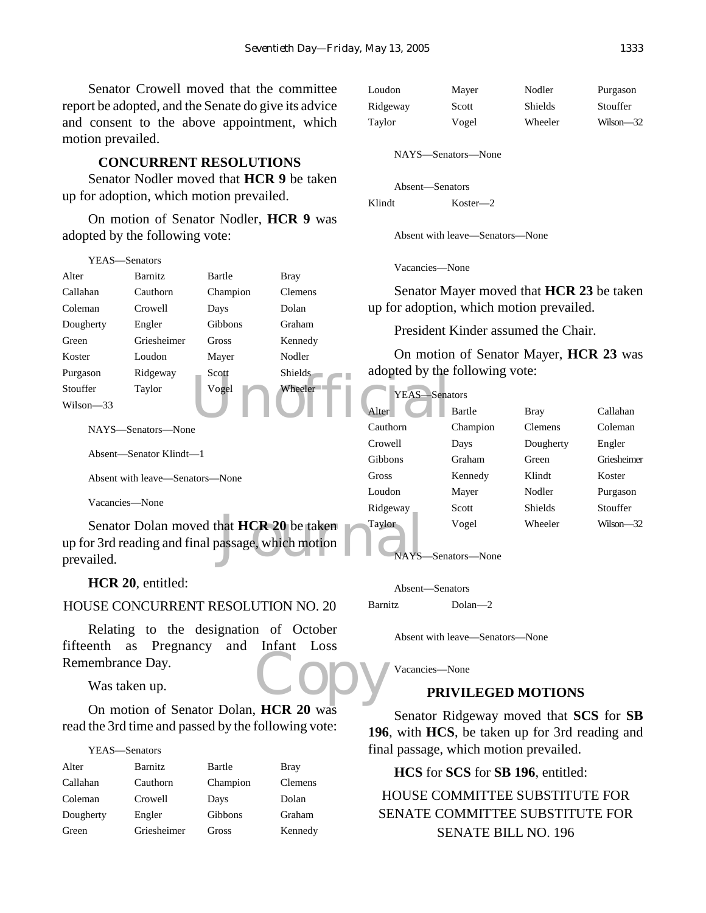Senator Crowell moved that the committee report be adopted, and the Senate do give its advice and consent to the above appointment, which motion prevailed.

## CONCURRENT RESOLUTIONS

Senator Nodler moved that **HCR 9** be taken up for adoption, which motion prevailed.

On motion of Senator Nodler, **HCR 9** was adopted by the following vote:

YEAS—Senators

| | | | |
|---|---|---|---|
| Alter | Barnitz | Bartle | Bray |
| Callahan | Cauthorn | Champion | Clemens |
| Coleman | Crowell | Days | Dolan |
| Dougherty | Engler | Gibbons | Graham |
| Green | Griesheimer | Gross | Kennedy |
| Koster | Loudon | Mayer | Nodler |
| Purgason | Ridgeway | Scott | Shields |
| Stouffer | Taylor | Vogel | Wheeler |
| Wilson—33 | | | |

NAYS—Senators—None

Absent—Senator Klindt—1

Absent with leave—Senators—None

Vacancies—None

Senator Dolan moved that **HCR 20** be taken up for 3rd reading and final passage, which motion prevailed.

**HCR 20**, entitled:

HOUSE CONCURRENT RESOLUTION NO. 20

Relating to the designation of October fifteenth as Pregnancy and Infant Loss Remembrance Day.

Was taken up.

On motion of Senator Dolan, **HCR 20** was read the 3rd time and passed by the following vote:

YEAS—Senators

| | | | |
|---|---|---|---|
| Alter | Barnitz | Bartle | Bray |
| Callahan | Cauthorn | Champion | Clemens |
| Coleman | Crowell | Days | Dolan |
| Dougherty | Engler | Gibbons | Graham |
| Green | Griesheimer | Gross | Kennedy |
| Loudon | Mayer | Nodler | Purgason |
| Ridgeway | Scott | Shields | Stouffer |
| Taylor | Vogel | Wheeler | Wilson—32 |

NAYS—Senators—None

Absent—Senators

Klindt Koster—2

Absent with leave—Senators—None

Vacancies—None

Senator Mayer moved that **HCR 23** be taken up for adoption, which motion prevailed.

President Kinder assumed the Chair.

On motion of Senator Mayer, **HCR 23** was adopted by the following vote:

YEAS—Senators

| | | | |
|---|---|---|---|
| Alter | Bartle | Bray | Callahan |
| Cauthorn | Champion | Clemens | Coleman |
| Crowell | Days | Dougherty | Engler |
| Gibbons | Graham | Green | Griesheimer |
| Gross | Kennedy | Klindt | Koster |
| Loudon | Mayer | Nodler | Purgason |
| Ridgeway | Scott | Shields | Stouffer |
| Taylor | Vogel | Wheeler | Wilson—32 |

NAYS—Senators—None

Absent—Senators

Barnitz Dolan—2

Absent with leave—Senators—None

Vacancies—None

## PRIVILEGED MOTIONS

Senator Ridgeway moved that **SCS** for **SB 196**, with **HCS**, be taken up for 3rd reading and final passage, which motion prevailed.

**HCS** for **SCS** for **SB 196**, entitled:

HOUSE COMMITTEE SUBSTITUTE FOR SENATE COMMITTEE SUBSTITUTE FOR SENATE BILL NO. 196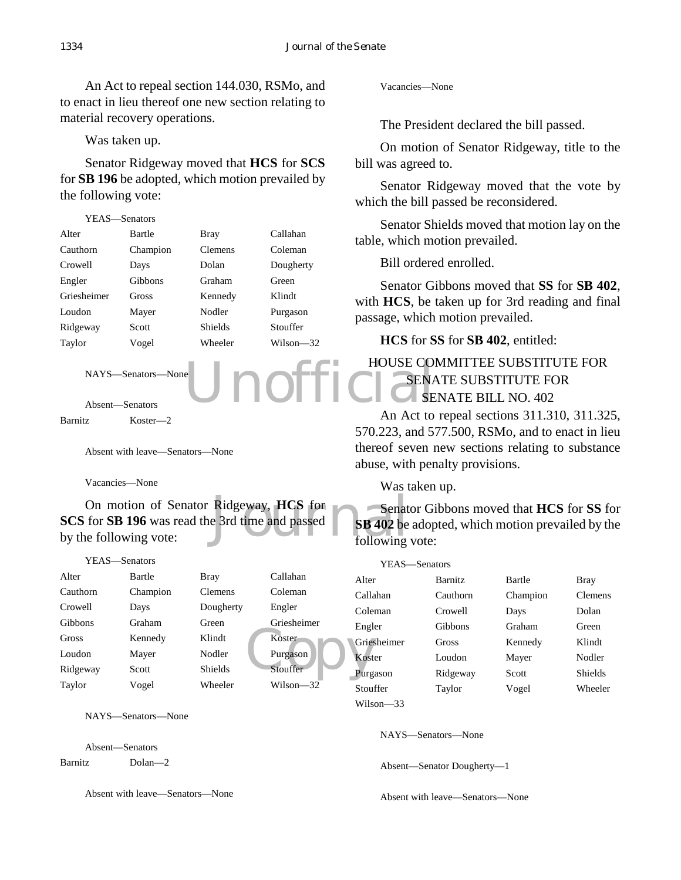An Act to repeal section 144.030, RSMo, and to enact in lieu thereof one new section relating to material recovery operations.

Was taken up.

Senator Ridgeway moved that **HCS** for **SCS** for **SB 196** be adopted, which motion prevailed by the following vote:

YEAS—Senators

| | | | |
|---|---|---|---|
| Alter | Bartle | Bray | Callahan |
| Cauthorn | Champion | Clemens | Coleman |
| Crowell | Days | Dolan | Dougherty |
| Engler | Gibbons | Graham | Green |
| Griesheimer | Gross | Kennedy | Klindt |
| Loudon | Mayer | Nodler | Purgason |
| Ridgeway | Scott | Shields | Stouffer |
| Taylor | Vogel | Wheeler | Wilson—32 |

NAYS—Senators—None

Absent—Senators

| | |
|---|---|
| Barnitz | Koster—2 |

Absent with leave—Senators—None

Vacancies—None

On motion of Senator Ridgeway, **HCS** for **SCS** for **SB 196** was read the 3rd time and passed by the following vote:

YEAS—Senators

| | | | |
|---|---|---|---|
| Alter | Bartle | Bray | Callahan |
| Cauthorn | Champion | Clemens | Coleman |
| Crowell | Days | Dougherty | Engler |
| Gibbons | Graham | Green | Griesheimer |
| Gross | Kennedy | Klindt | Koster |
| Loudon | Mayer | Nodler | Purgason |
| Ridgeway | Scott | Shields | Stouffer |
| Taylor | Vogel | Wheeler | Wilson—32 |

NAYS—Senators—None

Absent—Senators

| | |
|---|---|
| Barnitz | Dolan—2 |

Absent with leave—Senators—None

Vacancies—None

The President declared the bill passed.

On motion of Senator Ridgeway, title to the bill was agreed to.

Senator Ridgeway moved that the vote by which the bill passed be reconsidered.

Senator Shields moved that motion lay on the table, which motion prevailed.

Bill ordered enrolled.

Senator Gibbons moved that **SS** for **SB 402**, with **HCS**, be taken up for 3rd reading and final passage, which motion prevailed.

**HCS** for **SS** for **SB 402**, entitled:

HOUSE COMMITTEE SUBSTITUTE FOR SENATE SUBSTITUTE FOR SENATE BILL NO. 402

An Act to repeal sections 311.310, 311.325, 570.223, and 577.500, RSMo, and to enact in lieu thereof seven new sections relating to substance abuse, with penalty provisions.

Was taken up.

Senator Gibbons moved that **HCS** for **SS** for **SB 402** be adopted, which motion prevailed by the following vote:

YEAS—Senators

| | | | |
|---|---|---|---|
| Alter | Barnitz | Bartle | Bray |
| Callahan | Cauthorn | Champion | Clemens |
| Coleman | Crowell | Days | Dolan |
| Engler | Gibbons | Graham | Green |
| Griesheimer | Gross | Kennedy | Klindt |
| Koster | Loudon | Mayer | Nodler |
| Purgason | Ridgeway | Scott | Shields |
| Stouffer | Taylor | Vogel | Wheeler |
| Wilson—33 | | | |

NAYS—Senators—None

Absent—Senator Dougherty—1

Absent with leave—Senators—None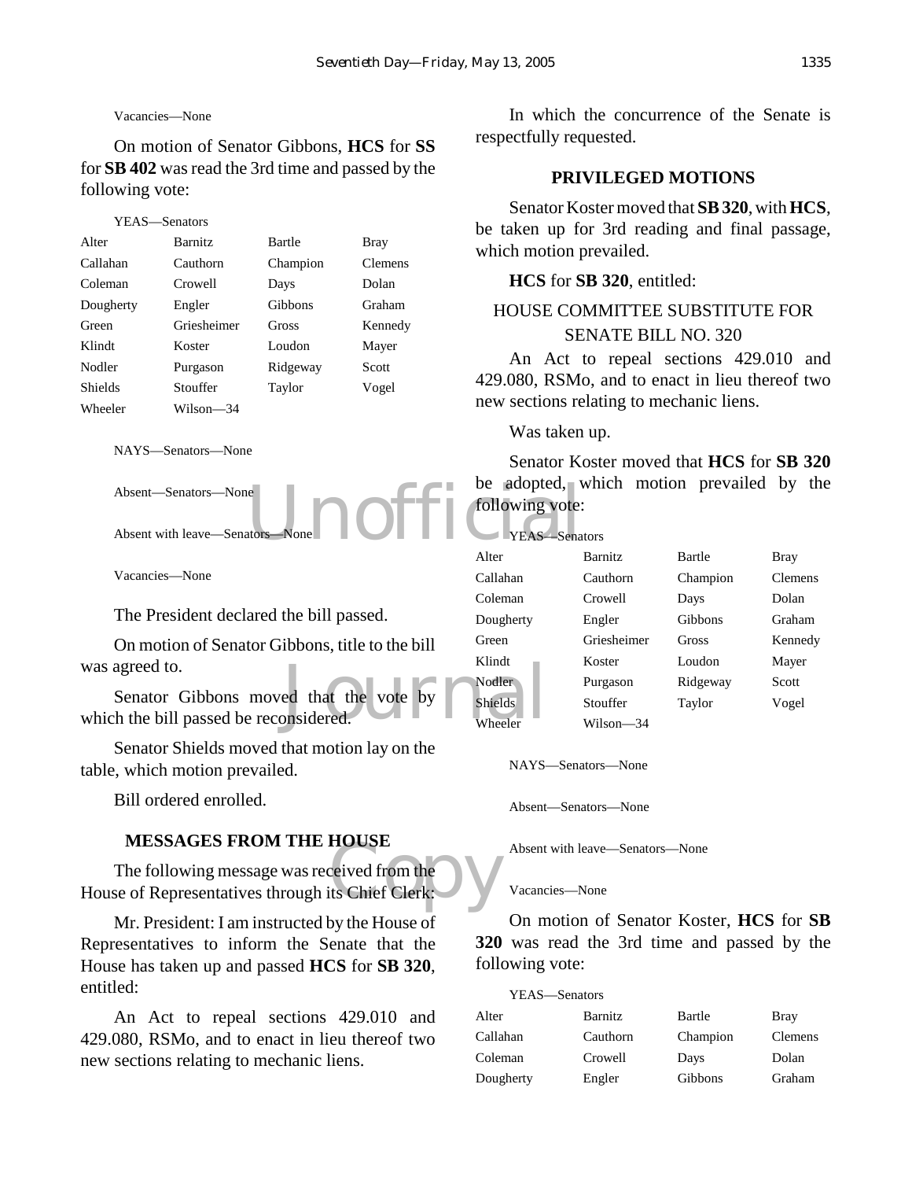Vacancies—None

On motion of Senator Gibbons, **HCS** for **SS** for **SB 402** was read the 3rd time and passed by the following vote:

YEAS—Senators

| | | | |
|---|---|---|---|
| Alter | Barnitz | Bartle | Bray |
| Callahan | Cauthorn | Champion | Clemens |
| Coleman | Crowell | Days | Dolan |
| Dougherty | Engler | Gibbons | Graham |
| Green | Griesheimer | Gross | Kennedy |
| Klindt | Koster | Loudon | Mayer |
| Nodler | Purgason | Ridgeway | Scott |
| Shields | Stouffer | Taylor | Vogel |
| Wheeler | Wilson—34 | | |

NAYS—Senators—None

Absent—Senators—None

Absent with leave—Senators—None

Vacancies—None

The President declared the bill passed.

On motion of Senator Gibbons, title to the bill was agreed to.

Senator Gibbons moved that the vote by which the bill passed be reconsidered.

Senator Shields moved that motion lay on the table, which motion prevailed.

Bill ordered enrolled.

## MESSAGES FROM THE HOUSE

The following message was received from the House of Representatives through its Chief Clerk:

Mr. President: I am instructed by the House of Representatives to inform the Senate that the House has taken up and passed **HCS** for **SB 320**, entitled:

An Act to repeal sections 429.010 and 429.080, RSMo, and to enact in lieu thereof two new sections relating to mechanic liens.

In which the concurrence of the Senate is respectfully requested.

## PRIVILEGED MOTIONS

Senator Koster moved that **SB 320**, with **HCS**, be taken up for 3rd reading and final passage, which motion prevailed.

**HCS** for **SB 320**, entitled:

HOUSE COMMITTEE SUBSTITUTE FOR SENATE BILL NO. 320

An Act to repeal sections 429.010 and 429.080, RSMo, and to enact in lieu thereof two new sections relating to mechanic liens.

Was taken up.

Senator Koster moved that **HCS** for **SB 320** be adopted, which motion prevailed by the following vote:

YEAS—Senators

| | | | |
|---|---|---|---|
| Alter | Barnitz | Bartle | Bray |
| Callahan | Cauthorn | Champion | Clemens |
| Coleman | Crowell | Days | Dolan |
| Dougherty | Engler | Gibbons | Graham |
| Green | Griesheimer | Gross | Kennedy |
| Klindt | Koster | Loudon | Mayer |
| Nodler | Purgason | Ridgeway | Scott |
| Shields | Stouffer | Taylor | Vogel |
| Wheeler | Wilson—34 | | |

NAYS—Senators—None

Absent—Senators—None

Absent with leave—Senators—None

Vacancies—None

On motion of Senator Koster, **HCS** for **SB 320** was read the 3rd time and passed by the following vote:

YEAS—Senators

| | | | |
|---|---|---|---|
| Alter | Barnitz | Bartle | Bray |
| Callahan | Cauthorn | Champion | Clemens |
| Coleman | Crowell | Days | Dolan |
| Dougherty | Engler | Gibbons | Graham |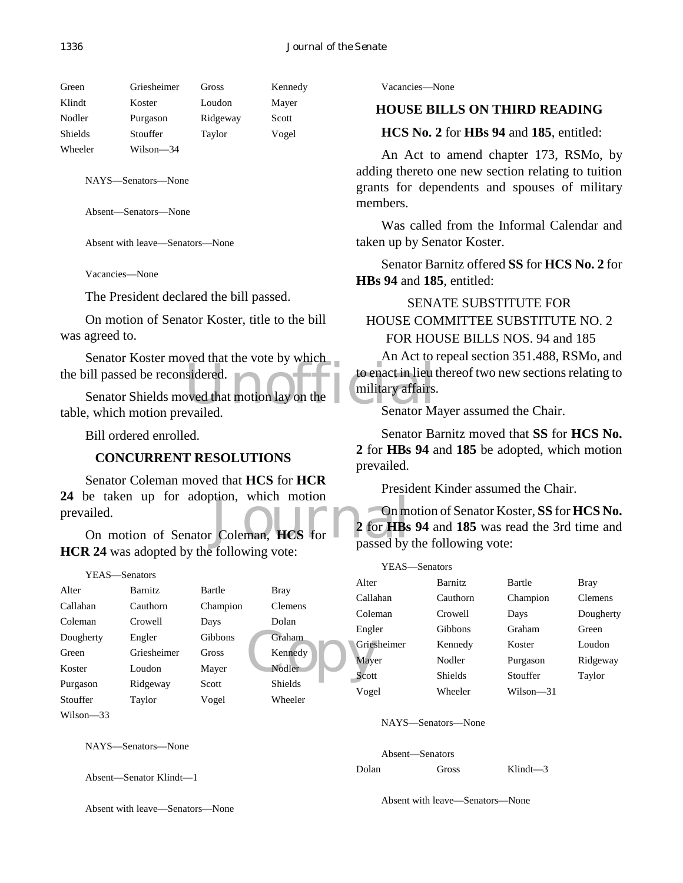| Green | Griesheimer | Gross | Kennedy |
|---|---|---|---|
| Klindt | Koster | Loudon | Mayer |
| Nodler | Purgason | Ridgeway | Scott |
| Shields | Stouffer | Taylor | Vogel |
| Wheeler | Wilson—34 | | |

NAYS—Senators—None

Absent—Senators—None

Absent with leave—Senators—None

Vacancies—None

The President declared the bill passed.

On motion of Senator Koster, title to the bill was agreed to.

Senator Koster moved that the vote by which the bill passed be reconsidered.

Senator Shields moved that motion lay on the table, which motion prevailed.

Bill ordered enrolled.

## CONCURRENT RESOLUTIONS

Senator Coleman moved that **HCS** for **HCR 24** be taken up for adoption, which motion prevailed.

On motion of Senator Coleman, **HCS** for **HCR 24** was adopted by the following vote:

YEAS—Senators

| Alter | Barnitz | Bartle | Bray |
|---|---|---|---|
| Callahan | Cauthorn | Champion | Clemens |
| Coleman | Crowell | Days | Dolan |
| Dougherty | Engler | Gibbons | Graham |
| Green | Griesheimer | Gross | Kennedy |
| Koster | Loudon | Mayer | Nodler |
| Purgason | Ridgeway | Scott | Shields |
| Stouffer | Taylor | Vogel | Wheeler |
| Wilson—33 | | | |

NAYS—Senators—None

Absent—Senator Klindt—1

Absent with leave—Senators—None

Vacancies—None

## HOUSE BILLS ON THIRD READING

**HCS No. 2** for **HBs 94** and **185**, entitled:

An Act to amend chapter 173, RSMo, by adding thereto one new section relating to tuition grants for dependents and spouses of military members.

Was called from the Informal Calendar and taken up by Senator Koster.

Senator Barnitz offered **SS** for **HCS No. 2** for **HBs 94** and **185**, entitled:

SENATE SUBSTITUTE FOR
HOUSE COMMITTEE SUBSTITUTE NO. 2
FOR HOUSE BILLS NOS. 94 and 185

An Act to repeal section 351.488, RSMo, and to enact in lieu thereof two new sections relating to military affairs.

Senator Mayer assumed the Chair.

Senator Barnitz moved that **SS** for **HCS No. 2** for **HBs 94** and **185** be adopted, which motion prevailed.

President Kinder assumed the Chair.

On motion of Senator Koster, **SS** for **HCS No. 2** for **HBs 94** and **185** was read the 3rd time and passed by the following vote:

YEAS—Senators

| Alter | Barnitz | Bartle | Bray |
|---|---|---|---|
| Callahan | Cauthorn | Champion | Clemens |
| Coleman | Crowell | Days | Dougherty |
| Engler | Gibbons | Graham | Green |
| Griesheimer | Kennedy | Koster | Loudon |
| Mayer | Nodler | Purgason | Ridgeway |
| Scott | Shields | Stouffer | Taylor |
| Vogel | Wheeler | Wilson—31 | |

NAYS—Senators—None

Absent—Senators

| Dolan | Gross | Klindt—3 |
|---|---|---|

Absent with leave—Senators—None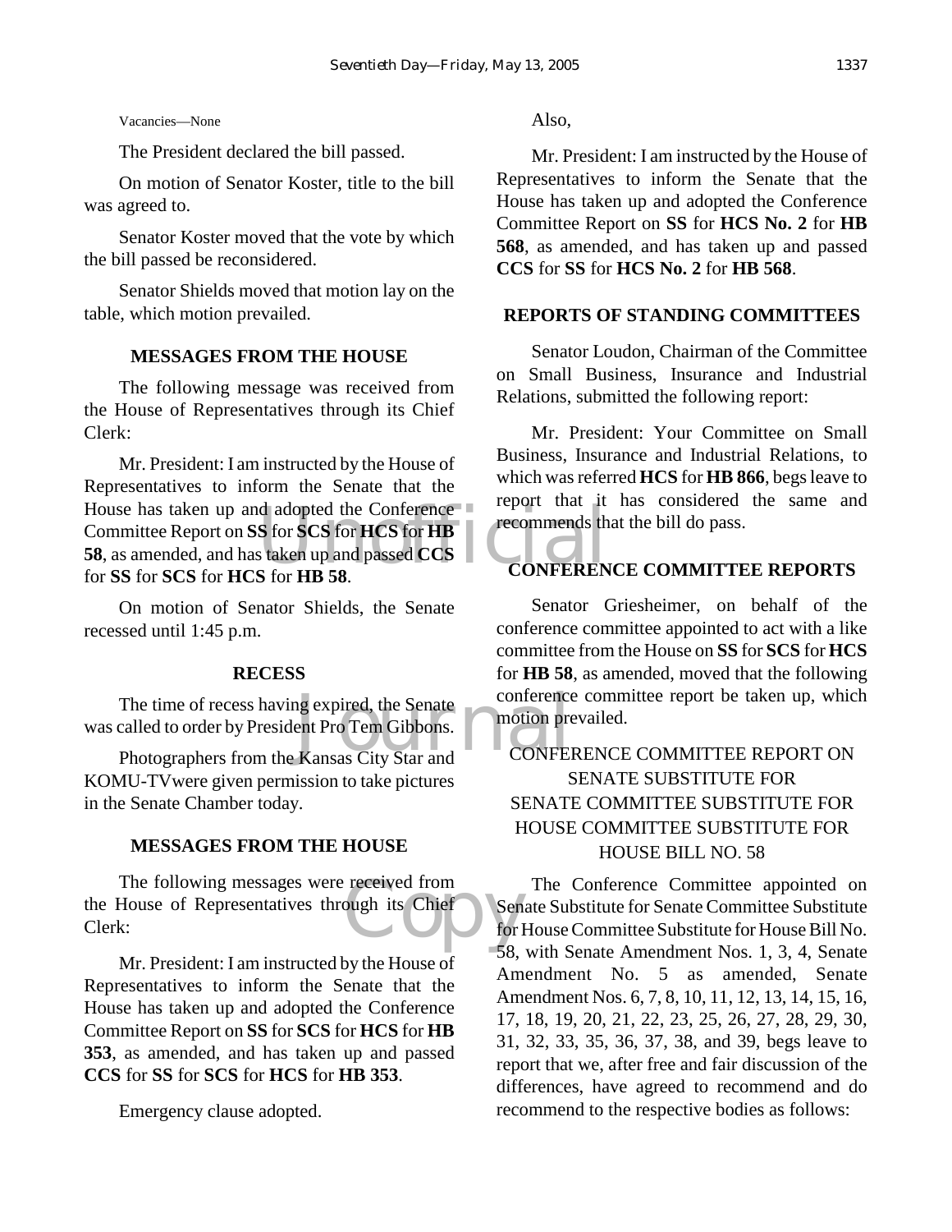Vacancies—None

The President declared the bill passed.

On motion of Senator Koster, title to the bill was agreed to.

Senator Koster moved that the vote by which the bill passed be reconsidered.

Senator Shields moved that motion lay on the table, which motion prevailed.

## MESSAGES FROM THE HOUSE

The following message was received from the House of Representatives through its Chief Clerk:

Mr. President: I am instructed by the House of Representatives to inform the Senate that the House has taken up and adopted the Conference Committee Report on **SS** for **SCS** for **HCS** for **HB 58**, as amended, and has taken up and passed **CCS** for **SS** for **SCS** for **HCS** for **HB 58**.

On motion of Senator Shields, the Senate recessed until 1:45 p.m.

## RECESS

The time of recess having expired, the Senate was called to order by President Pro Tem Gibbons.

Photographers from the Kansas City Star and KOMU-TVwere given permission to take pictures in the Senate Chamber today.

## MESSAGES FROM THE HOUSE

The following messages were received from the House of Representatives through its Chief Clerk:

Mr. President: I am instructed by the House of Representatives to inform the Senate that the House has taken up and adopted the Conference Committee Report on **SS** for **SCS** for **HCS** for **HB 353**, as amended, and has taken up and passed **CCS** for **SS** for **SCS** for **HCS** for **HB 353**.

Emergency clause adopted.

Also,

Mr. President: I am instructed by the House of Representatives to inform the Senate that the House has taken up and adopted the Conference Committee Report on **SS** for **HCS No. 2** for **HB 568**, as amended, and has taken up and passed **CCS** for **SS** for **HCS No. 2** for **HB 568**.

## REPORTS OF STANDING COMMITTEES

Senator Loudon, Chairman of the Committee on Small Business, Insurance and Industrial Relations, submitted the following report:

Mr. President: Your Committee on Small Business, Insurance and Industrial Relations, to which was referred **HCS** for **HB 866**, begs leave to report that it has considered the same and recommends that the bill do pass.

## CONFERENCE COMMITTEE REPORTS

Senator Griesheimer, on behalf of the conference committee appointed to act with a like committee from the House on **SS** for **SCS** for **HCS** for **HB 58**, as amended, moved that the following conference committee report be taken up, which motion prevailed.

CONFERENCE COMMITTEE REPORT ON
SENATE SUBSTITUTE FOR
SENATE COMMITTEE SUBSTITUTE FOR
HOUSE COMMITTEE SUBSTITUTE FOR
HOUSE BILL NO. 58

The Conference Committee appointed on Senate Substitute for Senate Committee Substitute for House Committee Substitute for House Bill No. 58, with Senate Amendment Nos. 1, 3, 4, Senate Amendment No. 5 as amended, Senate Amendment Nos. 6, 7, 8, 10, 11, 12, 13, 14, 15, 16, 17, 18, 19, 20, 21, 22, 23, 25, 26, 27, 28, 29, 30, 31, 32, 33, 35, 36, 37, 38, and 39, begs leave to report that we, after free and fair discussion of the differences, have agreed to recommend and do recommend to the respective bodies as follows: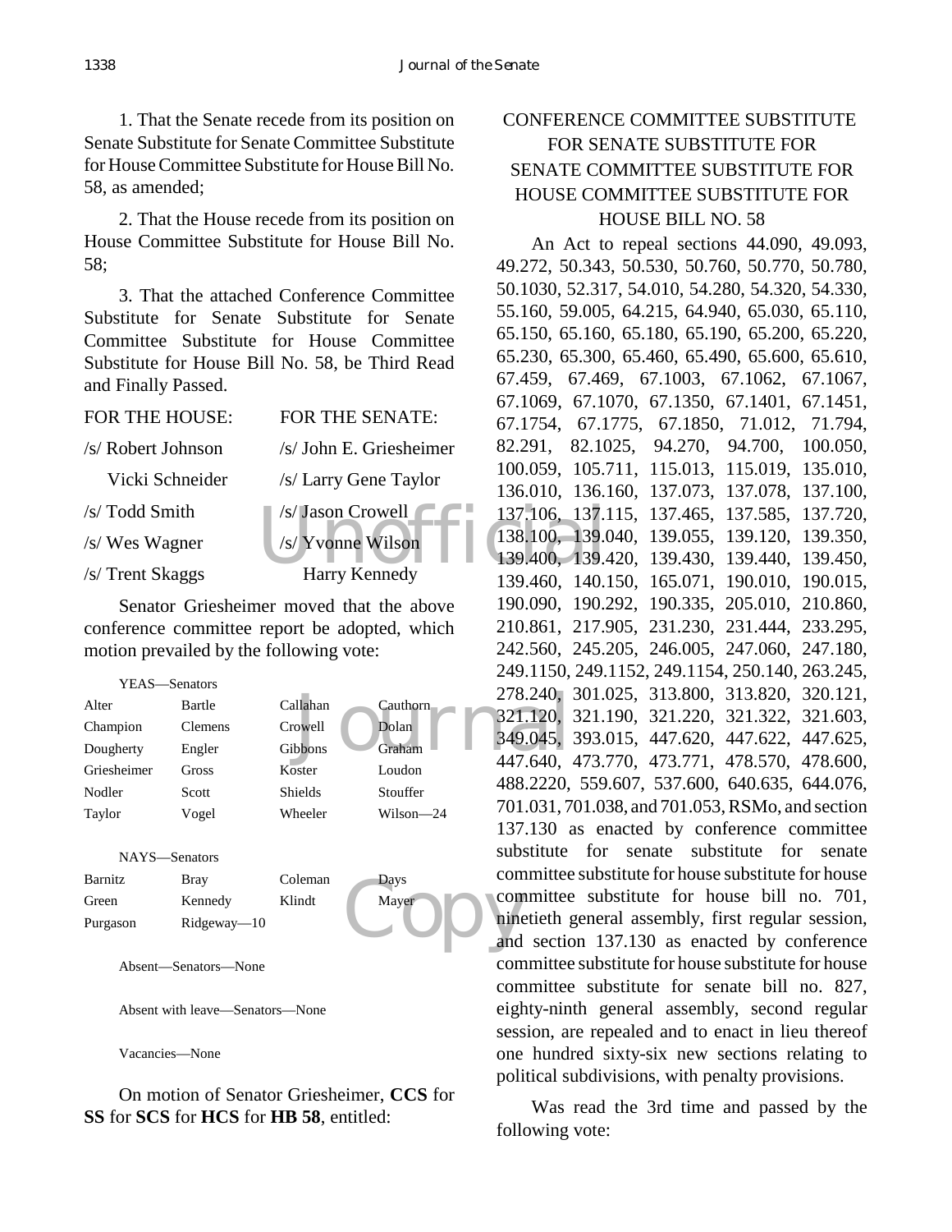1. That the Senate recede from its position on Senate Substitute for Senate Committee Substitute for House Committee Substitute for House Bill No. 58, as amended;

2. That the House recede from its position on House Committee Substitute for House Bill No. 58;

3. That the attached Conference Committee Substitute for Senate Substitute for Senate Committee Substitute for House Committee Substitute for House Bill No. 58, be Third Read and Finally Passed.

| FOR THE HOUSE: | FOR THE SENATE: |
|---|---|
| /s/ Robert Johnson | /s/ John E. Griesheimer |
| Vicki Schneider | /s/ Larry Gene Taylor |
| /s/ Todd Smith | /s/ Jason Crowell |
| /s/ Wes Wagner | /s/ Yvonne Wilson |
| /s/ Trent Skaggs | Harry Kennedy |

Senator Griesheimer moved that the above conference committee report be adopted, which motion prevailed by the following vote:

YEAS—Senators

| | | | |
|---|---|---|---|
| Alter | Bartle | Callahan | Cauthorn |
| Champion | Clemens | Crowell | Dolan |
| Dougherty | Engler | Gibbons | Graham |
| Griesheimer | Gross | Koster | Loudon |
| Nodler | Scott | Shields | Stouffer |
| Taylor | Vogel | Wheeler | Wilson—24 |

NAYS—Senators

| | | | |
|---|---|---|---|
| Barnitz | Bray | Coleman | Days |
| Green | Kennedy | Klindt | Mayer |
| Purgason | Ridgeway—10 | | |

Absent—Senators—None

Absent with leave—Senators—None

Vacancies—None

On motion of Senator Griesheimer, **CCS** for **SS** for **SCS** for **HCS** for **HB 58**, entitled:

CONFERENCE COMMITTEE SUBSTITUTE FOR SENATE SUBSTITUTE FOR SENATE COMMITTEE SUBSTITUTE FOR HOUSE COMMITTEE SUBSTITUTE FOR HOUSE BILL NO. 58

An Act to repeal sections 44.090, 49.093, 49.272, 50.343, 50.530, 50.760, 50.770, 50.780, 50.1030, 52.317, 54.010, 54.280, 54.320, 54.330, 55.160, 59.005, 64.215, 64.940, 65.030, 65.110, 65.150, 65.160, 65.180, 65.190, 65.200, 65.220, 65.230, 65.300, 65.460, 65.490, 65.600, 65.610, 67.459, 67.469, 67.1003, 67.1062, 67.1067, 67.1069, 67.1070, 67.1350, 67.1401, 67.1451, 67.1754, 67.1775, 67.1850, 71.012, 71.794, 82.291, 82.1025, 94.270, 94.700, 100.050, 100.059, 105.711, 115.013, 115.019, 135.010, 136.010, 136.160, 137.073, 137.078, 137.100, 137.106, 137.115, 137.465, 137.585, 137.720, 138.100, 139.040, 139.055, 139.120, 139.350, 139.400, 139.420, 139.430, 139.440, 139.450, 139.460, 140.150, 165.071, 190.010, 190.015, 190.090, 190.292, 190.335, 205.010, 210.860, 210.861, 217.905, 231.230, 231.444, 233.295, 242.560, 245.205, 246.005, 247.060, 247.180, 249.1150, 249.1152, 249.1154, 250.140, 263.245, 278.240, 301.025, 313.800, 313.820, 320.121, 321.120, 321.190, 321.220, 321.322, 321.603, 349.045, 393.015, 447.620, 447.622, 447.625, 447.640, 473.770, 473.771, 478.570, 478.600, 488.2220, 559.607, 537.600, 640.635, 644.076, 701.031, 701.038, and 701.053, RSMo, and section 137.130 as enacted by conference committee substitute for senate substitute for senate committee substitute for house substitute for house committee substitute for house bill no. 701, ninetieth general assembly, first regular session, and section 137.130 as enacted by conference committee substitute for house substitute for house committee substitute for senate bill no. 827, eighty-ninth general assembly, second regular session, are repealed and to enact in lieu thereof one hundred sixty-six new sections relating to political subdivisions, with penalty provisions.

Was read the 3rd time and passed by the following vote: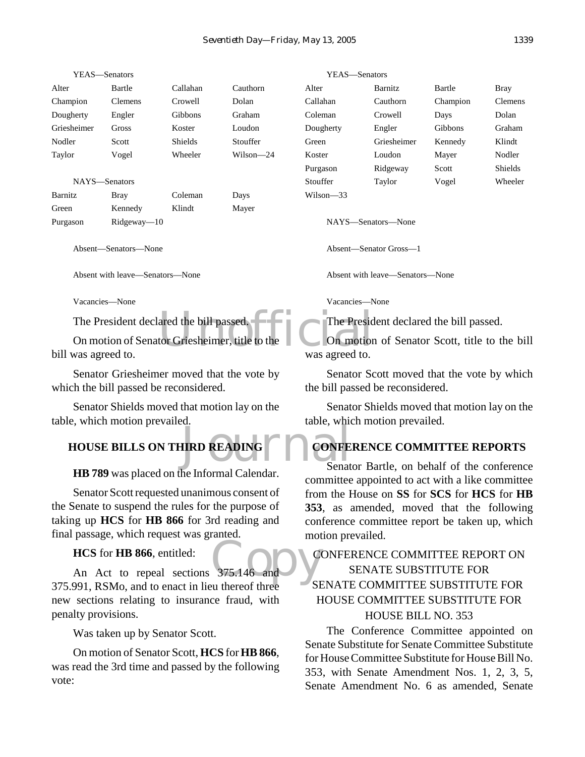YEAS—Senators

| | | | |
|---|---|---|---|
| Alter | Bartle | Callahan | Cauthorn |
| Champion | Clemens | Crowell | Dolan |
| Dougherty | Engler | Gibbons | Graham |
| Griesheimer | Gross | Koster | Loudon |
| Nodler | Scott | Shields | Stouffer |
| Taylor | Vogel | Wheeler | Wilson—24 |

NAYS—Senators

| | | | |
|---|---|---|---|
| Barnitz | Bray | Coleman | Days |
| Green | Kennedy | Klindt | Mayer |
| Purgason | Ridgeway—10 | | |

Absent—Senators—None

Absent with leave—Senators—None

Vacancies—None

The President declared the bill passed.

On motion of Senator Griesheimer, title to the bill was agreed to.

Senator Griesheimer moved that the vote by which the bill passed be reconsidered.

Senator Shields moved that motion lay on the table, which motion prevailed.

## HOUSE BILLS ON THIRD READING

**HB 789** was placed on the Informal Calendar.

Senator Scott requested unanimous consent of the Senate to suspend the rules for the purpose of taking up **HCS** for **HB 866** for 3rd reading and final passage, which request was granted.

**HCS** for **HB 866**, entitled:

An Act to repeal sections 375.146 and 375.991, RSMo, and to enact in lieu thereof three new sections relating to insurance fraud, with penalty provisions.

Was taken up by Senator Scott.

On motion of Senator Scott, **HCS** for **HB 866**, was read the 3rd time and passed by the following vote:

YEAS—Senators

| | | | |
|---|---|---|---|
| Alter | Barnitz | Bartle | Bray |
| Callahan | Cauthorn | Champion | Clemens |
| Coleman | Crowell | Days | Dolan |
| Dougherty | Engler | Gibbons | Graham |
| Green | Griesheimer | Kennedy | Klindt |
| Koster | Loudon | Mayer | Nodler |
| Purgason | Ridgeway | Scott | Shields |
| Stouffer | Taylor | Vogel | Wheeler |
| Wilson—33 | | | |

NAYS—Senators—None

Absent—Senator Gross—1

Absent with leave—Senators—None

Vacancies—None

The President declared the bill passed.

On motion of Senator Scott, title to the bill was agreed to.

Senator Scott moved that the vote by which the bill passed be reconsidered.

Senator Shields moved that motion lay on the table, which motion prevailed.

## CONFERENCE COMMITTEE REPORTS

Senator Bartle, on behalf of the conference committee appointed to act with a like committee from the House on **SS** for **SCS** for **HCS** for **HB 353**, as amended, moved that the following conference committee report be taken up, which motion prevailed.

CONFERENCE COMMITTEE REPORT ON
SENATE SUBSTITUTE FOR
SENATE COMMITTEE SUBSTITUTE FOR
HOUSE COMMITTEE SUBSTITUTE FOR
HOUSE BILL NO. 353

The Conference Committee appointed on Senate Substitute for Senate Committee Substitute for House Committee Substitute for House Bill No. 353, with Senate Amendment Nos. 1, 2, 3, 5, Senate Amendment No. 6 as amended, Senate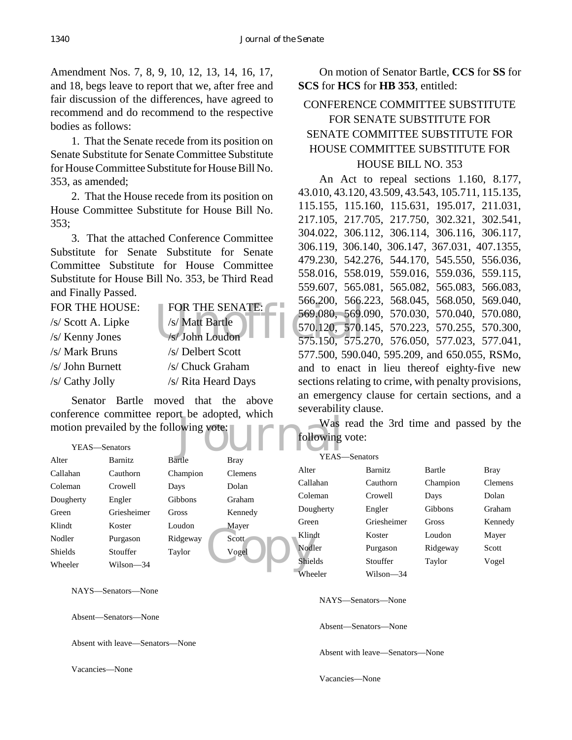Amendment Nos. 7, 8, 9, 10, 12, 13, 14, 16, 17, and 18, begs leave to report that we, after free and fair discussion of the differences, have agreed to recommend and do recommend to the respective bodies as follows:

1. That the Senate recede from its position on Senate Substitute for Senate Committee Substitute for House Committee Substitute for House Bill No. 353, as amended;

2. That the House recede from its position on House Committee Substitute for House Bill No. 353;

3. That the attached Conference Committee Substitute for Senate Substitute for Senate Committee Substitute for House Committee Substitute for House Bill No. 353, be Third Read and Finally Passed.

| FOR THE HOUSE: | FOR THE SENATE: |
|---|---|
| /s/ Scott A. Lipke | /s/ Matt Bartle |
| /s/ Kenny Jones | /s/ John Loudon |
| /s/ Mark Bruns | /s/ Delbert Scott |
| /s/ John Burnett | /s/ Chuck Graham |
| /s/ Cathy Jolly | /s/ Rita Heard Days |

Senator Bartle moved that the above conference committee report be adopted, which motion prevailed by the following vote:

YEAS—Senators

| | | | |
|---|---|---|---|
| Alter | Barnitz | Bartle | Bray |
| Callahan | Cauthorn | Champion | Clemens |
| Coleman | Crowell | Days | Dolan |
| Dougherty | Engler | Gibbons | Graham |
| Green | Griesheimer | Gross | Kennedy |
| Klindt | Koster | Loudon | Mayer |
| Nodler | Purgason | Ridgeway | Scott |
| Shields | Stouffer | Taylor | Vogel |
| Wheeler | Wilson—34 | | |

NAYS—Senators—None

Absent—Senators—None

Absent with leave—Senators—None

Vacancies—None

On motion of Senator Bartle, **CCS** for **SS** for **SCS** for **HCS** for **HB 353**, entitled:

CONFERENCE COMMITTEE SUBSTITUTE FOR SENATE SUBSTITUTE FOR SENATE COMMITTEE SUBSTITUTE FOR HOUSE COMMITTEE SUBSTITUTE FOR HOUSE BILL NO. 353

An Act to repeal sections 1.160, 8.177, 43.010, 43.120, 43.509, 43.543, 105.711, 115.135, 115.155, 115.160, 115.631, 195.017, 211.031, 217.105, 217.705, 217.750, 302.321, 302.541, 304.022, 306.112, 306.114, 306.116, 306.117, 306.119, 306.140, 306.147, 367.031, 407.1355, 479.230, 542.276, 544.170, 545.550, 556.036, 558.016, 558.019, 559.016, 559.036, 559.115, 559.607, 565.081, 565.082, 565.083, 566.083, 566.200, 566.223, 568.045, 568.050, 569.040, 569.080, 569.090, 570.030, 570.040, 570.080, 570.120, 570.145, 570.223, 570.255, 570.300, 575.150, 575.270, 576.050, 577.023, 577.041, 577.500, 590.040, 595.209, and 650.055, RSMo, and to enact in lieu thereof eighty-five new sections relating to crime, with penalty provisions, an emergency clause for certain sections, and a severability clause.

Was read the 3rd time and passed by the following vote:

YEAS—Senators

| | | | |
|---|---|---|---|
| Alter | Barnitz | Bartle | Bray |
| Callahan | Cauthorn | Champion | Clemens |
| Coleman | Crowell | Days | Dolan |
| Dougherty | Engler | Gibbons | Graham |
| Green | Griesheimer | Gross | Kennedy |
| Klindt | Koster | Loudon | Mayer |
| Nodler | Purgason | Ridgeway | Scott |
| Shields | Stouffer | Taylor | Vogel |
| Wheeler | Wilson—34 | | |

NAYS—Senators—None

Absent—Senators—None

Absent with leave—Senators—None

Vacancies—None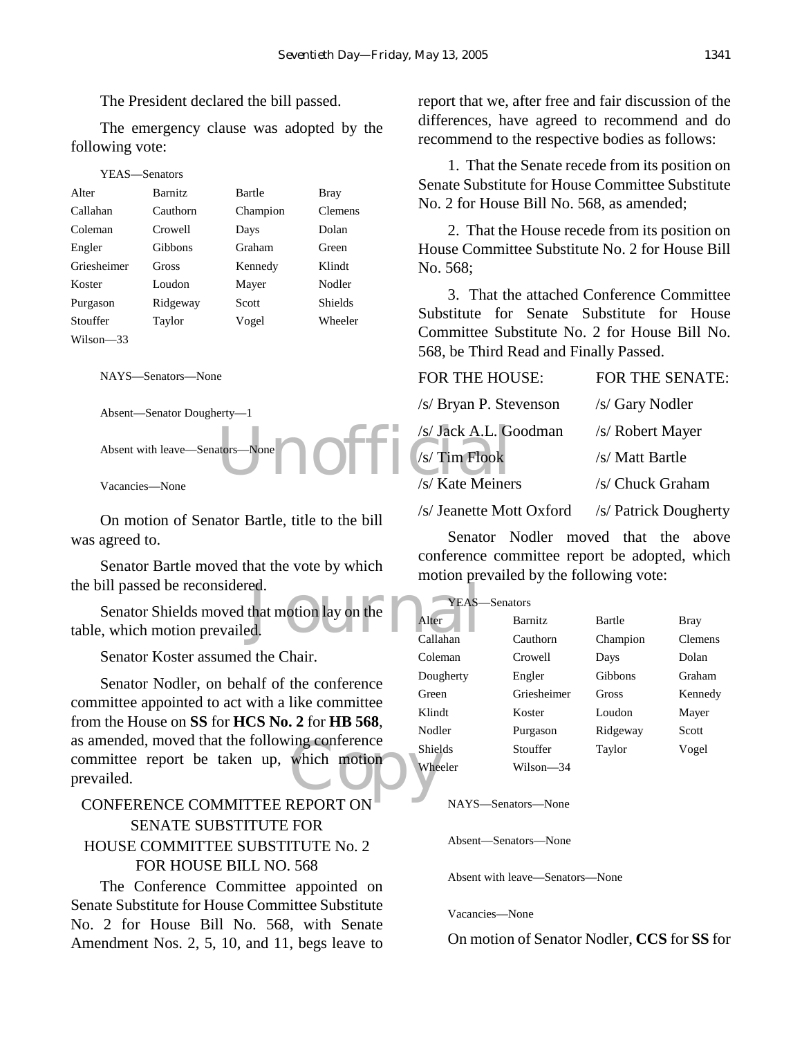The President declared the bill passed.

The emergency clause was adopted by the following vote:

YEAS—Senators

| | | | |
|---|---|---|---|
| Alter | Barnitz | Bartle | Bray |
| Callahan | Cauthorn | Champion | Clemens |
| Coleman | Crowell | Days | Dolan |
| Engler | Gibbons | Graham | Green |
| Griesheimer | Gross | Kennedy | Klindt |
| Koster | Loudon | Mayer | Nodler |
| Purgason | Ridgeway | Scott | Shields |
| Stouffer | Taylor | Vogel | Wheeler |
| Wilson—33 | | | |

NAYS—Senators—None

Absent—Senator Dougherty—1

Absent with leave—Senators—None

Vacancies—None

On motion of Senator Bartle, title to the bill was agreed to.

Senator Bartle moved that the vote by which the bill passed be reconsidered.

Senator Shields moved that motion lay on the table, which motion prevailed.

Senator Koster assumed the Chair.

Senator Nodler, on behalf of the conference committee appointed to act with a like committee from the House on **SS** for **HCS No. 2** for **HB 568**, as amended, moved that the following conference committee report be taken up, which motion prevailed.

CONFERENCE COMMITTEE REPORT ON SENATE SUBSTITUTE FOR HOUSE COMMITTEE SUBSTITUTE No. 2 FOR HOUSE BILL NO. 568

The Conference Committee appointed on Senate Substitute for House Committee Substitute No. 2 for House Bill No. 568, with Senate Amendment Nos. 2, 5, 10, and 11, begs leave to report that we, after free and fair discussion of the differences, have agreed to recommend and do recommend to the respective bodies as follows:

1. That the Senate recede from its position on Senate Substitute for House Committee Substitute No. 2 for House Bill No. 568, as amended;

2. That the House recede from its position on House Committee Substitute No. 2 for House Bill No. 568;

3. That the attached Conference Committee Substitute for Senate Substitute for House Committee Substitute No. 2 for House Bill No. 568, be Third Read and Finally Passed.

| FOR THE HOUSE: | FOR THE SENATE: |
|---|---|
| /s/ Bryan P. Stevenson | /s/ Gary Nodler |
| /s/ Jack A.L. Goodman | /s/ Robert Mayer |
| /s/ Tim Flook | /s/ Matt Bartle |
| /s/ Kate Meiners | /s/ Chuck Graham |
| /s/ Jeanette Mott Oxford | /s/ Patrick Dougherty |

Senator Nodler moved that the above conference committee report be adopted, which motion prevailed by the following vote:

YEAS—Senators

| | | | |
|---|---|---|---|
| Alter | Barnitz | Bartle | Bray |
| Callahan | Cauthorn | Champion | Clemens |
| Coleman | Crowell | Days | Dolan |
| Dougherty | Engler | Gibbons | Graham |
| Green | Griesheimer | Gross | Kennedy |
| Klindt | Koster | Loudon | Mayer |
| Nodler | Purgason | Ridgeway | Scott |
| Shields | Stouffer | Taylor | Vogel |
| Wheeler | Wilson—34 | | |

NAYS—Senators—None

Absent—Senators—None

Absent with leave—Senators—None

Vacancies—None

On motion of Senator Nodler, **CCS** for **SS** for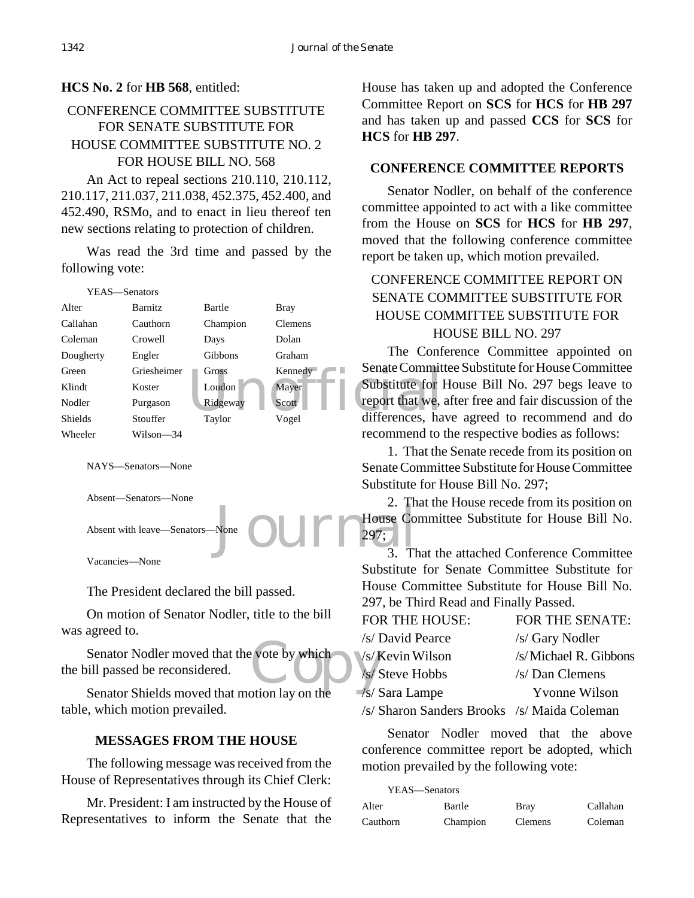**HCS No. 2** for **HB 568**, entitled:

CONFERENCE COMMITTEE SUBSTITUTE FOR SENATE SUBSTITUTE FOR HOUSE COMMITTEE SUBSTITUTE NO. 2 FOR HOUSE BILL NO. 568

An Act to repeal sections 210.110, 210.112, 210.117, 211.037, 211.038, 452.375, 452.400, and 452.490, RSMo, and to enact in lieu thereof ten new sections relating to protection of children.

Was read the 3rd time and passed by the following vote:

YEAS—Senators

| | | | |
|---|---|---|---|
| Alter | Barnitz | Bartle | Bray |
| Callahan | Cauthorn | Champion | Clemens |
| Coleman | Crowell | Days | Dolan |
| Dougherty | Engler | Gibbons | Graham |
| Green | Griesheimer | Gross | Kennedy |
| Klindt | Koster | Loudon | Mayer |
| Nodler | Purgason | Ridgeway | Scott |
| Shields | Stouffer | Taylor | Vogel |
| Wheeler | Wilson—34 | | |

NAYS—Senators—None

Absent—Senators—None

Absent with leave—Senators—None

Vacancies—None

The President declared the bill passed.

On motion of Senator Nodler, title to the bill was agreed to.

Senator Nodler moved that the vote by which the bill passed be reconsidered.

Senator Shields moved that motion lay on the table, which motion prevailed.

## MESSAGES FROM THE HOUSE

The following message was received from the House of Representatives through its Chief Clerk:

Mr. President: I am instructed by the House of Representatives to inform the Senate that the House has taken up and adopted the Conference Committee Report on **SCS** for **HCS** for **HB 297** and has taken up and passed **CCS** for **SCS** for **HCS** for **HB 297**.

## CONFERENCE COMMITTEE REPORTS

Senator Nodler, on behalf of the conference committee appointed to act with a like committee from the House on **SCS** for **HCS** for **HB 297**, moved that the following conference committee report be taken up, which motion prevailed.

CONFERENCE COMMITTEE REPORT ON SENATE COMMITTEE SUBSTITUTE FOR HOUSE COMMITTEE SUBSTITUTE FOR HOUSE BILL NO. 297

The Conference Committee appointed on Senate Committee Substitute for House Committee Substitute for House Bill No. 297 begs leave to report that we, after free and fair discussion of the differences, have agreed to recommend and do recommend to the respective bodies as follows:

1. That the Senate recede from its position on Senate Committee Substitute for House Committee Substitute for House Bill No. 297;

2. That the House recede from its position on House Committee Substitute for House Bill No. 297;

3. That the attached Conference Committee Substitute for Senate Committee Substitute for House Committee Substitute for House Bill No. 297, be Third Read and Finally Passed.

| FOR THE HOUSE: | FOR THE SENATE: |
|---|---|
| /s/ David Pearce | /s/ Gary Nodler |
| /s/ Kevin Wilson | /s/ Michael R. Gibbons |
| /s/ Steve Hobbs | /s/ Dan Clemens |
| /s/ Sara Lampe | Yvonne Wilson |
| /s/ Sharon Sanders Brooks | /s/ Maida Coleman |

Senator Nodler moved that the above conference committee report be adopted, which motion prevailed by the following vote:

YEAS—Senators

| | | | |
|---|---|---|---|
| Alter | Bartle | Bray | Callahan |
| Cauthorn | Champion | Clemens | Coleman |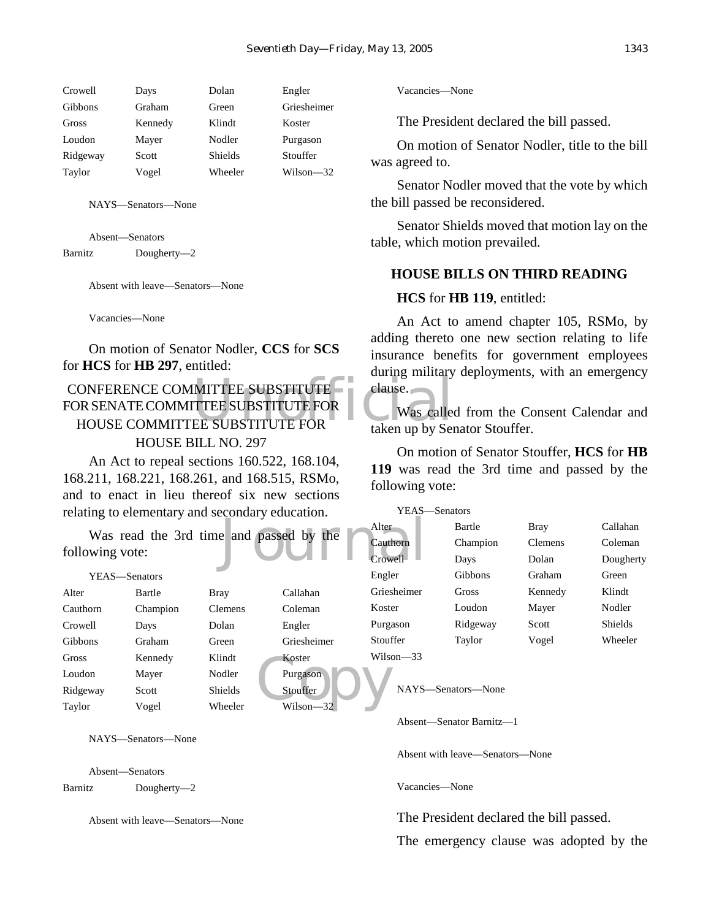| Crowell | Days | Dolan | Engler |
|---|---|---|---|
| Gibbons | Graham | Green | Griesheimer |
| Gross | Kennedy | Klindt | Koster |
| Loudon | Mayer | Nodler | Purgason |
| Ridgeway | Scott | Shields | Stouffer |
| Taylor | Vogel | Wheeler | Wilson—32 |

NAYS—Senators—None

Absent—Senators
Barnitz Dougherty—2

Absent with leave—Senators—None

Vacancies—None

On motion of Senator Nodler, **CCS** for **SCS** for **HCS** for **HB 297**, entitled:

CONFERENCE COMMITTEE SUBSTITUTE FOR SENATE COMMITTEE SUBSTITUTE FOR HOUSE COMMITTEE SUBSTITUTE FOR HOUSE BILL NO. 297

An Act to repeal sections 160.522, 168.104, 168.211, 168.221, 168.261, and 168.515, RSMo, and to enact in lieu thereof six new sections relating to elementary and secondary education.

Was read the 3rd time and passed by the following vote:

YEAS—Senators

| Alter | Bartle | Bray | Callahan |
|---|---|---|---|
| Cauthorn | Champion | Clemens | Coleman |
| Crowell | Days | Dolan | Engler |
| Gibbons | Graham | Green | Griesheimer |
| Gross | Kennedy | Klindt | Koster |
| Loudon | Mayer | Nodler | Purgason |
| Ridgeway | Scott | Shields | Stouffer |
| Taylor | Vogel | Wheeler | Wilson—32 |

NAYS—Senators—None

Absent—Senators
Barnitz Dougherty—2

Absent with leave—Senators—None

Vacancies—None

The President declared the bill passed.

On motion of Senator Nodler, title to the bill was agreed to.

Senator Nodler moved that the vote by which the bill passed be reconsidered.

Senator Shields moved that motion lay on the table, which motion prevailed.

## HOUSE BILLS ON THIRD READING

**HCS** for **HB 119**, entitled:

An Act to amend chapter 105, RSMo, by adding thereto one new section relating to life insurance benefits for government employees during military deployments, with an emergency clause.

Was called from the Consent Calendar and taken up by Senator Stouffer.

On motion of Senator Stouffer, **HCS** for **HB 119** was read the 3rd time and passed by the following vote:

YEAS—Senators

| Alter | Bartle | Bray | Callahan |
|---|---|---|---|
| Cauthorn | Champion | Clemens | Coleman |
| Crowell | Days | Dolan | Dougherty |
| Engler | Gibbons | Graham | Green |
| Griesheimer | Gross | Kennedy | Klindt |
| Koster | Loudon | Mayer | Nodler |
| Purgason | Ridgeway | Scott | Shields |
| Stouffer | Taylor | Vogel | Wheeler |
| Wilson—33 | | | |

NAYS—Senators—None

Absent—Senator Barnitz—1

Absent with leave—Senators—None

Vacancies—None

The President declared the bill passed.

The emergency clause was adopted by the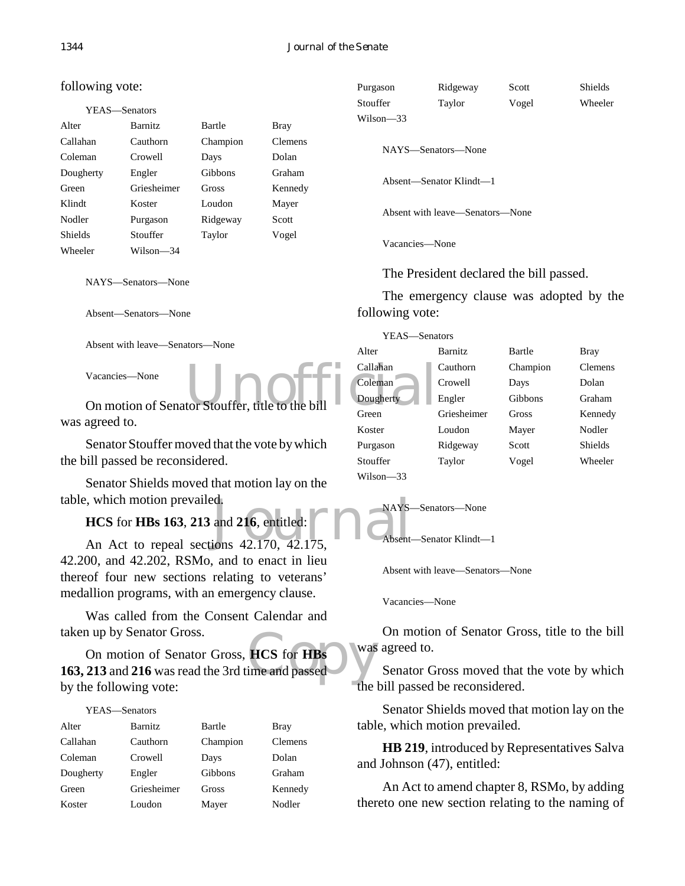following vote:

YEAS—Senators

| | | | |
|---|---|---|---|
| Alter | Barnitz | Bartle | Bray |
| Callahan | Cauthorn | Champion | Clemens |
| Coleman | Crowell | Days | Dolan |
| Dougherty | Engler | Gibbons | Graham |
| Green | Griesheimer | Gross | Kennedy |
| Klindt | Koster | Loudon | Mayer |
| Nodler | Purgason | Ridgeway | Scott |
| Shields | Stouffer | Taylor | Vogel |
| Wheeler | Wilson—34 | | |

NAYS—Senators—None

Absent—Senators—None

Absent with leave—Senators—None

Vacancies—None

On motion of Senator Stouffer, title to the bill was agreed to.

Senator Stouffer moved that the vote by which the bill passed be reconsidered.

Senator Shields moved that motion lay on the table, which motion prevailed.

**HCS** for **HBs 163**, **213** and **216**, entitled:

An Act to repeal sections 42.170, 42.175, 42.200, and 42.202, RSMo, and to enact in lieu thereof four new sections relating to veterans' medallion programs, with an emergency clause.

Was called from the Consent Calendar and taken up by Senator Gross.

On motion of Senator Gross, **HCS** for **HBs 163, 213** and **216** was read the 3rd time and passed by the following vote:

YEAS—Senators

| | | | |
|---|---|---|---|
| Alter | Barnitz | Bartle | Bray |
| Callahan | Cauthorn | Champion | Clemens |
| Coleman | Crowell | Days | Dolan |
| Dougherty | Engler | Gibbons | Graham |
| Green | Griesheimer | Gross | Kennedy |
| Koster | Loudon | Mayer | Nodler |
| Purgason | Ridgeway | Scott | Shields |
| Stouffer | Taylor | Vogel | Wheeler |
| Wilson—33 | | | |

NAYS—Senators—None

Absent—Senator Klindt—1

Absent with leave—Senators—None

Vacancies—None

The President declared the bill passed.

The emergency clause was adopted by the following vote:

YEAS—Senators

| | | | |
|---|---|---|---|
| Alter | Barnitz | Bartle | Bray |
| Callahan | Cauthorn | Champion | Clemens |
| Coleman | Crowell | Days | Dolan |
| Dougherty | Engler | Gibbons | Graham |
| Green | Griesheimer | Gross | Kennedy |
| Koster | Loudon | Mayer | Nodler |
| Purgason | Ridgeway | Scott | Shields |
| Stouffer | Taylor | Vogel | Wheeler |
| Wilson—33 | | | |

NAYS—Senators—None

Absent—Senator Klindt—1

Absent with leave—Senators—None

Vacancies—None

On motion of Senator Gross, title to the bill was agreed to.

Senator Gross moved that the vote by which the bill passed be reconsidered.

Senator Shields moved that motion lay on the table, which motion prevailed.

**HB 219**, introduced by Representatives Salva and Johnson (47), entitled:

An Act to amend chapter 8, RSMo, by adding thereto one new section relating to the naming of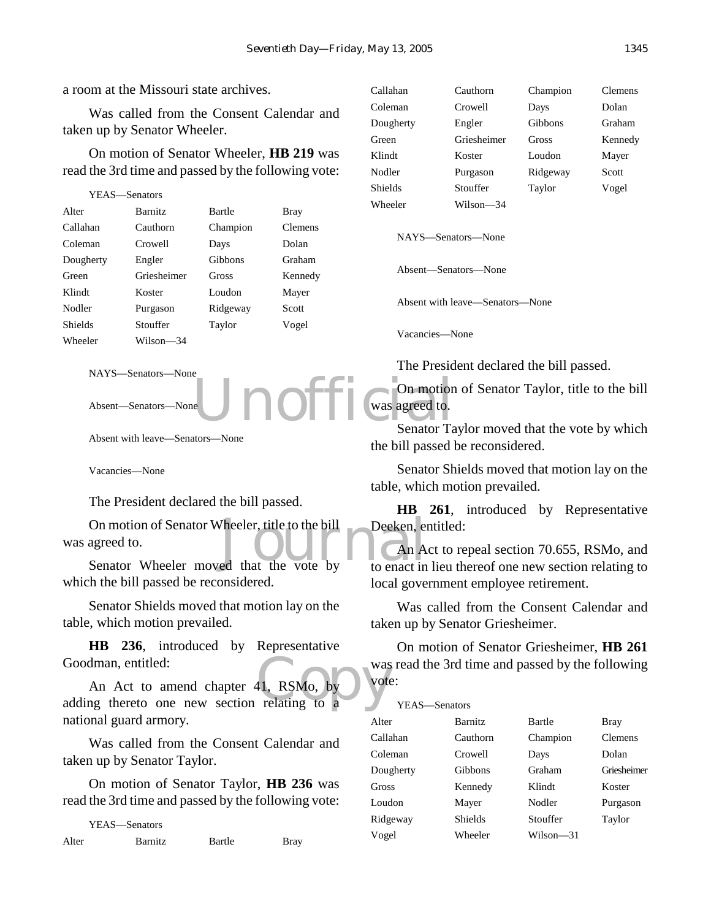a room at the Missouri state archives.

Was called from the Consent Calendar and taken up by Senator Wheeler.

On motion of Senator Wheeler, **HB 219** was read the 3rd time and passed by the following vote:

YEAS—Senators

| | | | |
|---|---|---|---|
| Alter | Barnitz | Bartle | Bray |
| Callahan | Cauthorn | Champion | Clemens |
| Coleman | Crowell | Days | Dolan |
| Dougherty | Engler | Gibbons | Graham |
| Green | Griesheimer | Gross | Kennedy |
| Klindt | Koster | Loudon | Mayer |
| Nodler | Purgason | Ridgeway | Scott |
| Shields | Stouffer | Taylor | Vogel |
| Wheeler | Wilson—34 | | |

NAYS—Senators—None

Absent—Senators—None

Absent with leave—Senators—None

Vacancies—None

The President declared the bill passed.

On motion of Senator Wheeler, title to the bill was agreed to.

Senator Wheeler moved that the vote by which the bill passed be reconsidered.

Senator Shields moved that motion lay on the table, which motion prevailed.

**HB 236**, introduced by Representative Goodman, entitled:

An Act to amend chapter 41, RSMo, by adding thereto one new section relating to a national guard armory.

Was called from the Consent Calendar and taken up by Senator Taylor.

On motion of Senator Taylor, **HB 236** was read the 3rd time and passed by the following vote:

YEAS—Senators

| | | | |
|---|---|---|---|
| Alter | Barnitz | Bartle | Bray |
| Callahan | Cauthorn | Champion | Clemens |
| Coleman | Crowell | Days | Dolan |
| Dougherty | Engler | Gibbons | Graham |
| Green | Griesheimer | Gross | Kennedy |
| Klindt | Koster | Loudon | Mayer |
| Nodler | Purgason | Ridgeway | Scott |
| Shields | Stouffer | Taylor | Vogel |
| Wheeler | Wilson—34 | | |

NAYS—Senators—None

Absent—Senators—None

Absent with leave—Senators—None

Vacancies—None

The President declared the bill passed.

On motion of Senator Taylor, title to the bill was agreed to.

Senator Taylor moved that the vote by which the bill passed be reconsidered.

Senator Shields moved that motion lay on the table, which motion prevailed.

**HB 261**, introduced by Representative Deeken, entitled:

An Act to repeal section 70.655, RSMo, and to enact in lieu thereof one new section relating to local government employee retirement.

Was called from the Consent Calendar and taken up by Senator Griesheimer.

On motion of Senator Griesheimer, **HB 261** was read the 3rd time and passed by the following vote:

YEAS—Senators

| | | | |
|---|---|---|---|
| Alter | Barnitz | Bartle | Bray |
| Callahan | Cauthorn | Champion | Clemens |
| Coleman | Crowell | Days | Dolan |
| Dougherty | Gibbons | Graham | Griesheimer |
| Gross | Kennedy | Klindt | Koster |
| Loudon | Mayer | Nodler | Purgason |
| Ridgeway | Shields | Stouffer | Taylor |
| Vogel | Wheeler | Wilson—31 | |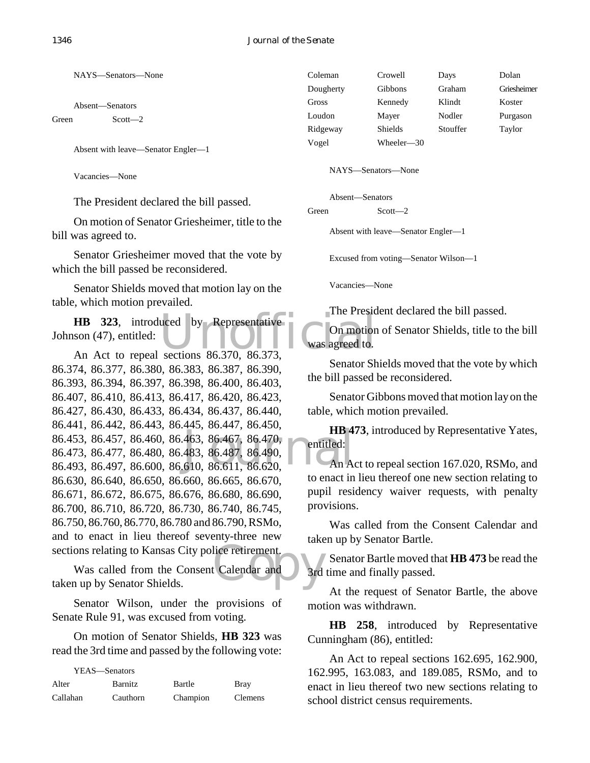NAYS—Senators—None

Absent—Senators

Green Scott—2

Absent with leave—Senator Engler—1

Vacancies—None

The President declared the bill passed.

On motion of Senator Griesheimer, title to the bill was agreed to.

Senator Griesheimer moved that the vote by which the bill passed be reconsidered.

Senator Shields moved that motion lay on the table, which motion prevailed.

**HB 323**, introduced by Representative Johnson (47), entitled:

An Act to repeal sections 86.370, 86.373, 86.374, 86.377, 86.380, 86.383, 86.387, 86.390, 86.393, 86.394, 86.397, 86.398, 86.400, 86.403, 86.407, 86.410, 86.413, 86.417, 86.420, 86.423, 86.427, 86.430, 86.433, 86.434, 86.437, 86.440, 86.441, 86.442, 86.443, 86.445, 86.447, 86.450, 86.453, 86.457, 86.460, 86.463, 86.467, 86.470, 86.473, 86.477, 86.480, 86.483, 86.487, 86.490, 86.493, 86.497, 86.600, 86.610, 86.611, 86.620, 86.630, 86.640, 86.650, 86.660, 86.665, 86.670, 86.671, 86.672, 86.675, 86.676, 86.680, 86.690, 86.700, 86.710, 86.720, 86.730, 86.740, 86.745, 86.750, 86.760, 86.770, 86.780 and 86.790, RSMo, and to enact in lieu thereof seventy-three new sections relating to Kansas City police retirement.

Was called from the Consent Calendar and taken up by Senator Shields.

Senator Wilson, under the provisions of Senate Rule 91, was excused from voting.

On motion of Senator Shields, **HB 323** was read the 3rd time and passed by the following vote:

YEAS—Senators

| | | | |
|---|---|---|---|
| Alter | Barnitz | Bartle | Bray |
| Callahan | Cauthorn | Champion | Clemens |
| Coleman | Crowell | Days | Dolan |
| Dougherty | Gibbons | Graham | Griesheimer |
| Gross | Kennedy | Klindt | Koster |
| Loudon | Mayer | Nodler | Purgason |
| Ridgeway | Shields | Stouffer | Taylor |
| Vogel | Wheeler—30 | | |

NAYS—Senators—None

Absent—Senators

Green Scott—2

Absent with leave—Senator Engler—1

Excused from voting—Senator Wilson—1

Vacancies—None

The President declared the bill passed.

On motion of Senator Shields, title to the bill was agreed to.

Senator Shields moved that the vote by which the bill passed be reconsidered.

Senator Gibbons moved that motion lay on the table, which motion prevailed.

**HB 473**, introduced by Representative Yates, entitled:

An Act to repeal section 167.020, RSMo, and to enact in lieu thereof one new section relating to pupil residency waiver requests, with penalty provisions.

Was called from the Consent Calendar and taken up by Senator Bartle.

Senator Bartle moved that **HB 473** be read the 3rd time and finally passed.

At the request of Senator Bartle, the above motion was withdrawn.

**HB 258**, introduced by Representative Cunningham (86), entitled:

An Act to repeal sections 162.695, 162.900, 162.995, 163.083, and 189.085, RSMo, and to enact in lieu thereof two new sections relating to school district census requirements.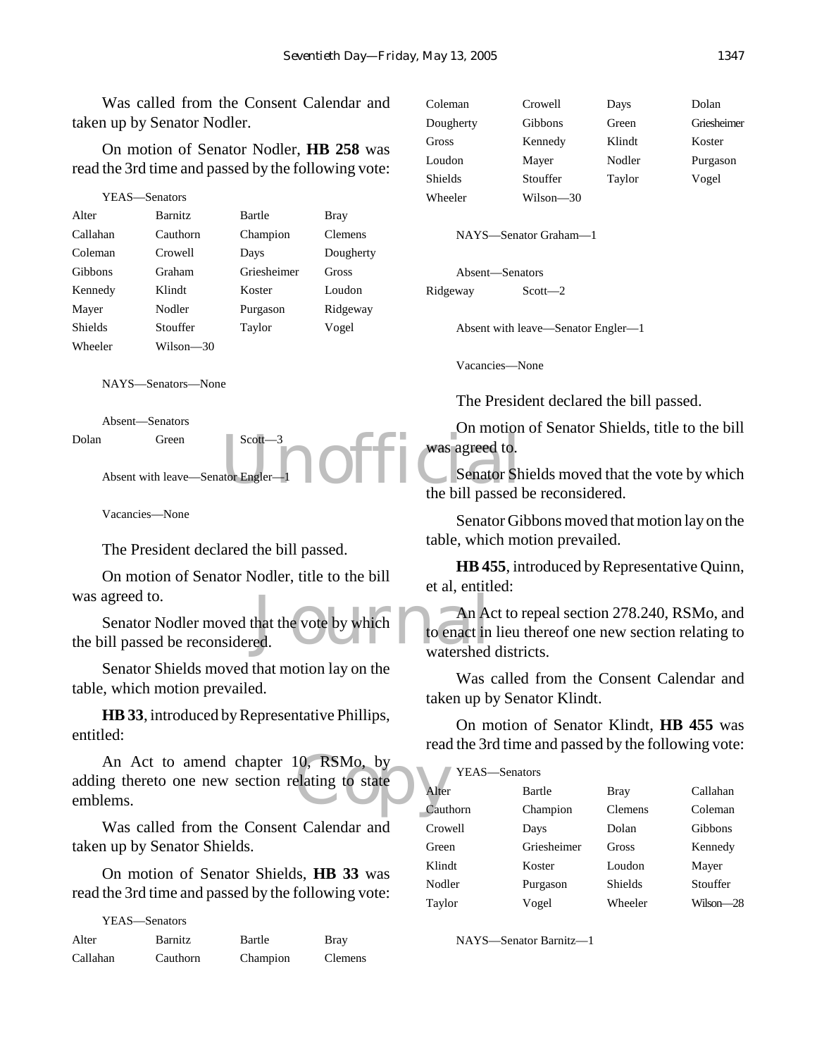Was called from the Consent Calendar and taken up by Senator Nodler.

On motion of Senator Nodler, **HB 258** was read the 3rd time and passed by the following vote:

YEAS—Senators

| | | | |
|---|---|---|---|
| Alter | Barnitz | Bartle | Bray |
| Callahan | Cauthorn | Champion | Clemens |
| Coleman | Crowell | Days | Dougherty |
| Gibbons | Graham | Griesheimer | Gross |
| Kennedy | Klindt | Koster | Loudon |
| Mayer | Nodler | Purgason | Ridgeway |
| Shields | Stouffer | Taylor | Vogel |
| Wheeler | Wilson—30 | | |

NAYS—Senators—None

Absent—Senators

| | | |
|---|---|---|
| Dolan | Green | Scott—3 |

Absent with leave—Senator Engler—1

Vacancies—None

The President declared the bill passed.

On motion of Senator Nodler, title to the bill was agreed to.

Senator Nodler moved that the vote by which the bill passed be reconsidered.

Senator Shields moved that motion lay on the table, which motion prevailed.

**HB 33**, introduced by Representative Phillips, entitled:

An Act to amend chapter 10, RSMo, by adding thereto one new section relating to state emblems.

Was called from the Consent Calendar and taken up by Senator Shields.

On motion of Senator Shields, **HB 33** was read the 3rd time and passed by the following vote:

YEAS—Senators

| | | | |
|---|---|---|---|
| Alter | Barnitz | Bartle | Bray |
| Callahan | Cauthorn | Champion | Clemens |
| Coleman | Crowell | Days | Dolan |
| Dougherty | Gibbons | Green | Griesheimer |
| Gross | Kennedy | Klindt | Koster |
| Loudon | Mayer | Nodler | Purgason |
| Shields | Stouffer | Taylor | Vogel |
| Wheeler | Wilson—30 | | |

NAYS—Senator Graham—1

Absent—Senators

| | |
|---|---|
| Ridgeway | Scott—2 |

Absent with leave—Senator Engler—1

Vacancies—None

The President declared the bill passed.

On motion of Senator Shields, title to the bill was agreed to.

Senator Shields moved that the vote by which the bill passed be reconsidered.

Senator Gibbons moved that motion lay on the table, which motion prevailed.

**HB 455**, introduced by Representative Quinn, et al, entitled:

An Act to repeal section 278.240, RSMo, and to enact in lieu thereof one new section relating to watershed districts.

Was called from the Consent Calendar and taken up by Senator Klindt.

On motion of Senator Klindt, **HB 455** was read the 3rd time and passed by the following vote:

YEAS—Senators

| | | | |
|---|---|---|---|
| Alter | Bartle | Bray | Callahan |
| Cauthorn | Champion | Clemens | Coleman |
| Crowell | Days | Dolan | Gibbons |
| Green | Griesheimer | Gross | Kennedy |
| Klindt | Koster | Loudon | Mayer |
| Nodler | Purgason | Shields | Stouffer |
| Taylor | Vogel | Wheeler | Wilson—28 |

NAYS—Senator Barnitz—1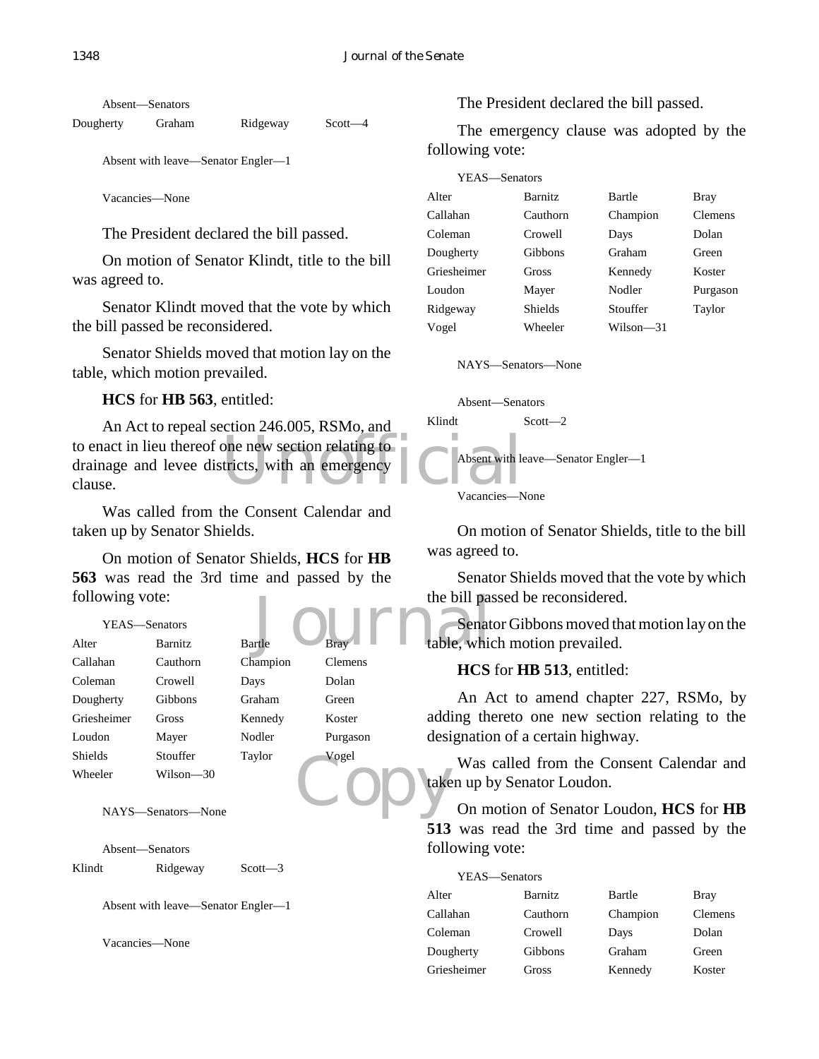Absent—Senators

| | | | |
|---|---|---|---|
| Dougherty | Graham | Ridgeway | Scott—4 |

Absent with leave—Senator Engler—1

Vacancies—None

The President declared the bill passed.

On motion of Senator Klindt, title to the bill was agreed to.

Senator Klindt moved that the vote by which the bill passed be reconsidered.

Senator Shields moved that motion lay on the table, which motion prevailed.

**HCS** for **HB 563**, entitled:

An Act to repeal section 246.005, RSMo, and to enact in lieu thereof one new section relating to drainage and levee districts, with an emergency clause.

Was called from the Consent Calendar and taken up by Senator Shields.

On motion of Senator Shields, **HCS** for **HB 563** was read the 3rd time and passed by the following vote:

YEAS—Senators

| | | | |
|---|---|---|---|
| Alter | Barnitz | Bartle | Bray |
| Callahan | Cauthorn | Champion | Clemens |
| Coleman | Crowell | Days | Dolan |
| Dougherty | Gibbons | Graham | Green |
| Griesheimer | Gross | Kennedy | Koster |
| Loudon | Mayer | Nodler | Purgason |
| Shields | Stouffer | Taylor | Vogel |
| Wheeler | Wilson—30 | | |

NAYS—Senators—None

Absent—Senators

| | | |
|---|---|---|
| Klindt | Ridgeway | Scott—3 |

Absent with leave—Senator Engler—1

Vacancies—None

The President declared the bill passed.

The emergency clause was adopted by the following vote:

YEAS—Senators

| | | | |
|---|---|---|---|
| Alter | Barnitz | Bartle | Bray |
| Callahan | Cauthorn | Champion | Clemens |
| Coleman | Crowell | Days | Dolan |
| Dougherty | Gibbons | Graham | Green |
| Griesheimer | Gross | Kennedy | Koster |
| Loudon | Mayer | Nodler | Purgason |
| Ridgeway | Shields | Stouffer | Taylor |
| Vogel | Wheeler | Wilson—31 | |

NAYS—Senators—None

Absent—Senators

| | |
|---|---|
| Klindt | Scott—2 |

Absent with leave—Senator Engler—1

Vacancies—None

On motion of Senator Shields, title to the bill was agreed to.

Senator Shields moved that the vote by which the bill passed be reconsidered.

Senator Gibbons moved that motion lay on the table, which motion prevailed.

**HCS** for **HB 513**, entitled:

An Act to amend chapter 227, RSMo, by adding thereto one new section relating to the designation of a certain highway.

Was called from the Consent Calendar and taken up by Senator Loudon.

On motion of Senator Loudon, **HCS** for **HB 513** was read the 3rd time and passed by the following vote:

YEAS—Senators

| | | | |
|---|---|---|---|
| Alter | Barnitz | Bartle | Bray |
| Callahan | Cauthorn | Champion | Clemens |
| Coleman | Crowell | Days | Dolan |
| Dougherty | Gibbons | Graham | Green |
| Griesheimer | Gross | Kennedy | Koster |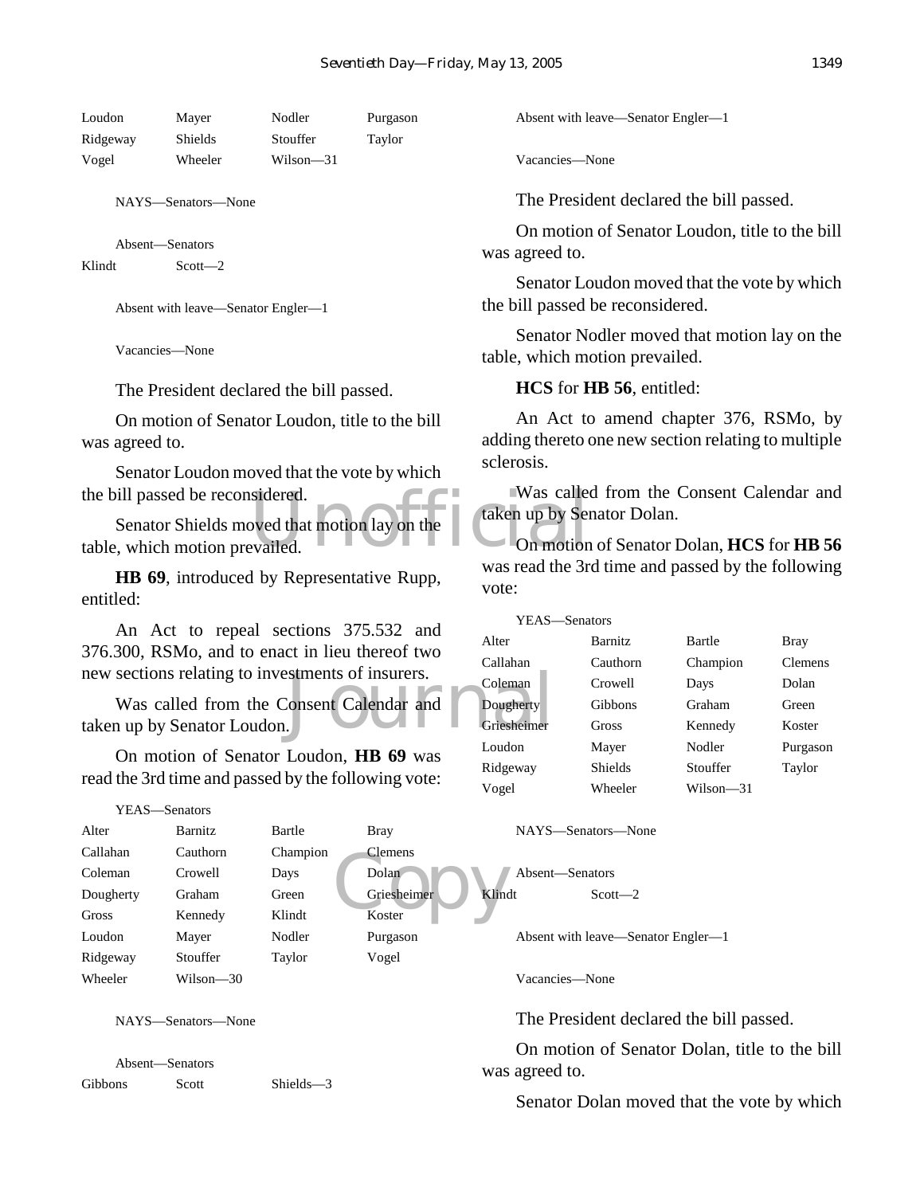| Loudon | Mayer | Nodler | Purgason |
|---|---|---|---|
| Ridgeway | Shields | Stouffer | Taylor |
| Vogel | Wheeler | Wilson—31 | |

NAYS—Senators—None

Absent—Senators

Klindt Scott—2

Absent with leave—Senator Engler—1

Vacancies—None

The President declared the bill passed.

On motion of Senator Loudon, title to the bill was agreed to.

Senator Loudon moved that the vote by which the bill passed be reconsidered.

Senator Shields moved that motion lay on the table, which motion prevailed.

**HB 69**, introduced by Representative Rupp, entitled:

An Act to repeal sections 375.532 and 376.300, RSMo, and to enact in lieu thereof two new sections relating to investments of insurers.

Was called from the Consent Calendar and taken up by Senator Loudon.

On motion of Senator Loudon, **HB 69** was read the 3rd time and passed by the following vote:

YEAS—Senators

| Alter | Barnitz | Bartle | Bray |
|---|---|---|---|
| Callahan | Cauthorn | Champion | Clemens |
| Coleman | Crowell | Days | Dolan |
| Dougherty | Graham | Green | Griesheimer |
| Gross | Kennedy | Klindt | Koster |
| Loudon | Mayer | Nodler | Purgason |
| Ridgeway | Stouffer | Taylor | Vogel |
| Wheeler | Wilson—30 | | |

NAYS—Senators—None

Absent—Senators

Gibbons Scott Shields—3

Absent with leave—Senator Engler—1

Vacancies—None

The President declared the bill passed.

On motion of Senator Loudon, title to the bill was agreed to.

Senator Loudon moved that the vote by which the bill passed be reconsidered.

Senator Nodler moved that motion lay on the table, which motion prevailed.

**HCS** for **HB 56**, entitled:

An Act to amend chapter 376, RSMo, by adding thereto one new section relating to multiple sclerosis.

Was called from the Consent Calendar and taken up by Senator Dolan.

On motion of Senator Dolan, **HCS** for **HB 56** was read the 3rd time and passed by the following vote:

YEAS—Senators

| Alter | Barnitz | Bartle | Bray |
|---|---|---|---|
| Callahan | Cauthorn | Champion | Clemens |
| Coleman | Crowell | Days | Dolan |
| Dougherty | Gibbons | Graham | Green |
| Griesheimer | Gross | Kennedy | Koster |
| Loudon | Mayer | Nodler | Purgason |
| Ridgeway | Shields | Stouffer | Taylor |
| Vogel | Wheeler | Wilson—31 | |

NAYS—Senators—None

Absent—Senators

Klindt Scott—2

Absent with leave—Senator Engler—1

Vacancies—None

The President declared the bill passed.

On motion of Senator Dolan, title to the bill was agreed to.

Senator Dolan moved that the vote by which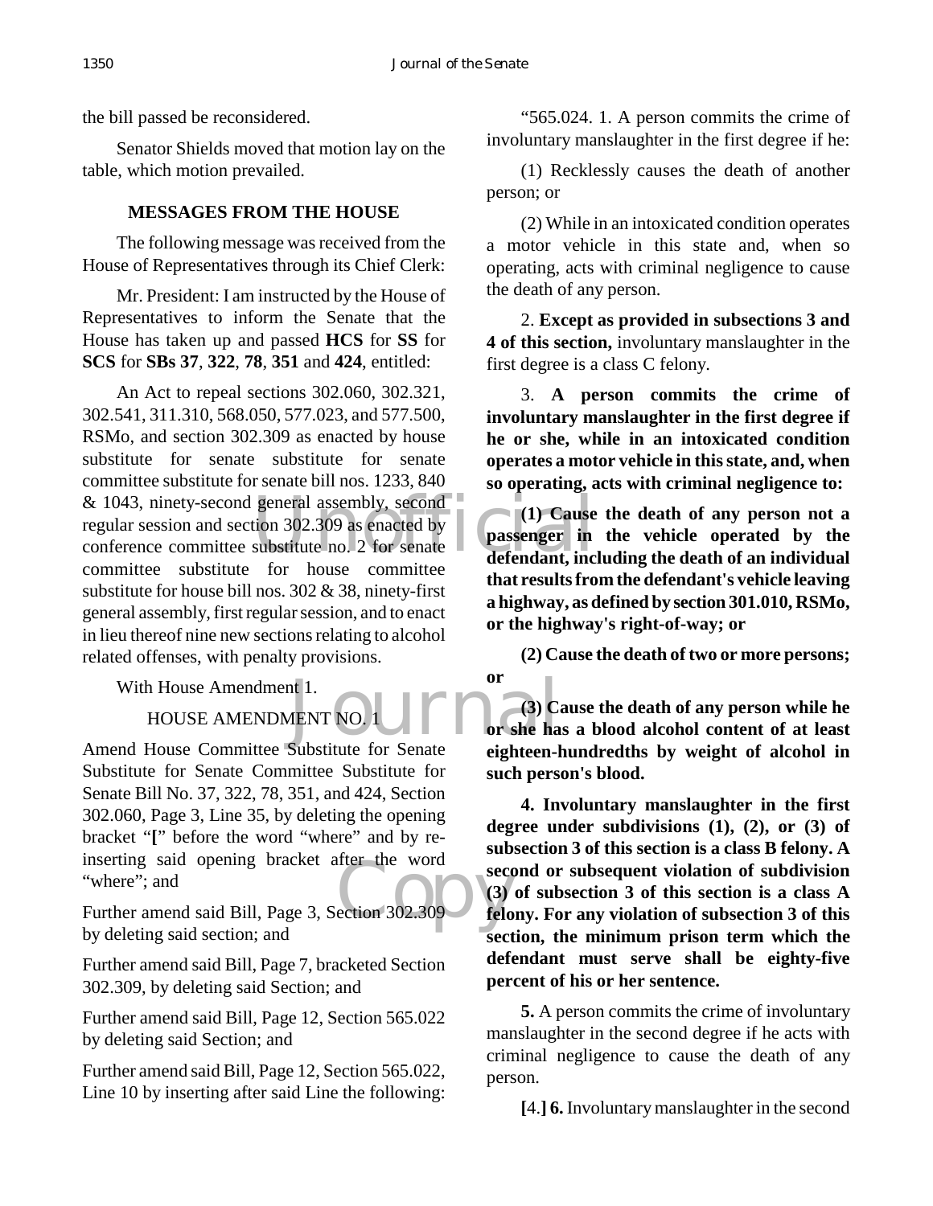the bill passed be reconsidered.

Senator Shields moved that motion lay on the table, which motion prevailed.

## MESSAGES FROM THE HOUSE

The following message was received from the House of Representatives through its Chief Clerk:

Mr. President: I am instructed by the House of Representatives to inform the Senate that the House has taken up and passed **HCS** for **SS** for **SCS** for **SBs 37**, **322**, **78**, **351** and **424**, entitled:

An Act to repeal sections 302.060, 302.321, 302.541, 311.310, 568.050, 577.023, and 577.500, RSMo, and section 302.309 as enacted by house substitute for senate substitute for senate committee substitute for senate bill nos. 1233, 840 & 1043, ninety-second general assembly, second regular session and section 302.309 as enacted by conference committee substitute no. 2 for senate committee substitute for house committee substitute for house bill nos. 302 & 38, ninety-first general assembly, first regular session, and to enact in lieu thereof nine new sections relating to alcohol related offenses, with penalty provisions.

With House Amendment 1.

HOUSE AMENDMENT NO. 1

Amend House Committee Substitute for Senate Substitute for Senate Committee Substitute for Senate Bill No. 37, 322, 78, 351, and 424, Section 302.060, Page 3, Line 35, by deleting the opening bracket "**[**" before the word "where" and by re-inserting said opening bracket after the word "where"; and

Further amend said Bill, Page 3, Section 302.309 by deleting said section; and

Further amend said Bill, Page 7, bracketed Section 302.309, by deleting said Section; and

Further amend said Bill, Page 12, Section 565.022 by deleting said Section; and

Further amend said Bill, Page 12, Section 565.022, Line 10 by inserting after said Line the following:

"565.024. 1. A person commits the crime of involuntary manslaughter in the first degree if he:

(1) Recklessly causes the death of another person; or

(2) While in an intoxicated condition operates a motor vehicle in this state and, when so operating, acts with criminal negligence to cause the death of any person.

2. **Except as provided in subsections 3 and 4 of this section,** involuntary manslaughter in the first degree is a class C felony.

3. **A person commits the crime of involuntary manslaughter in the first degree if he or she, while in an intoxicated condition operates a motor vehicle in this state, and, when so operating, acts with criminal negligence to:**

**(1) Cause the death of any person not a passenger in the vehicle operated by the defendant, including the death of an individual that results from the defendant's vehicle leaving a highway, as defined by section 301.010, RSMo, or the highway's right-of-way; or**

**(2) Cause the death of two or more persons; or**

**(3) Cause the death of any person while he or she has a blood alcohol content of at least eighteen-hundredths by weight of alcohol in such person's blood.**

**4. Involuntary manslaughter in the first degree under subdivisions (1), (2), or (3) of subsection 3 of this section is a class B felony. A second or subsequent violation of subdivision (3) of subsection 3 of this section is a class A felony. For any violation of subsection 3 of this section, the minimum prison term which the defendant must serve shall be eighty-five percent of his or her sentence.**

**5.** A person commits the crime of involuntary manslaughter in the second degree if he acts with criminal negligence to cause the death of any person.

**[**4.**] 6.** Involuntary manslaughter in the second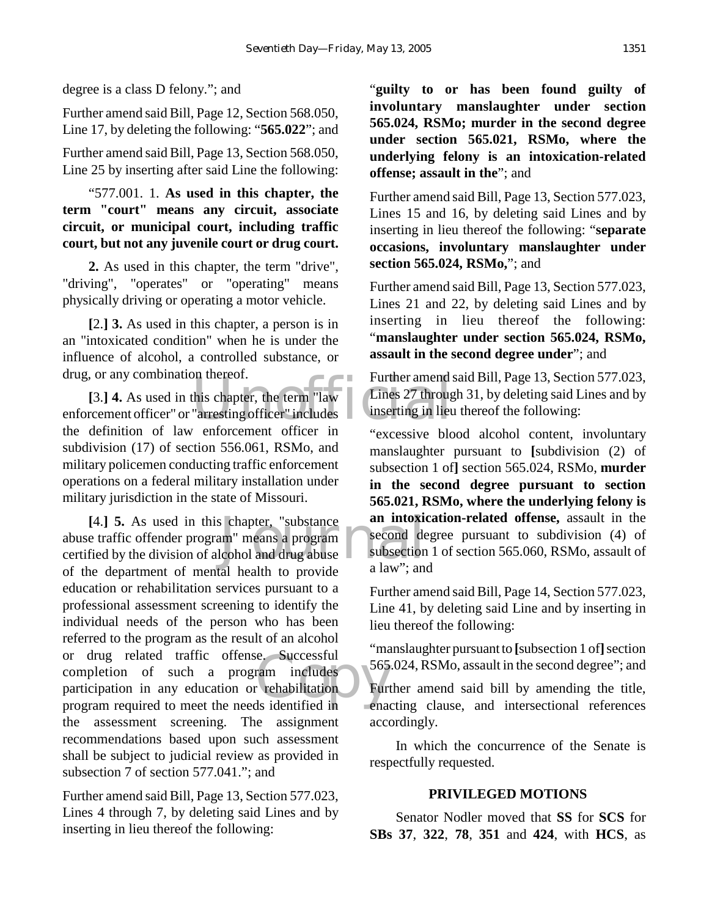degree is a class D felony."; and

Further amend said Bill, Page 12, Section 568.050, Line 17, by deleting the following: "**565.022**"; and

Further amend said Bill, Page 13, Section 568.050, Line 25 by inserting after said Line the following:

"577.001. 1. **As used in this chapter, the term "court" means any circuit, associate circuit, or municipal court, including traffic court, but not any juvenile court or drug court.**

**2.** As used in this chapter, the term "drive", "driving", "operates" or "operating" means physically driving or operating a motor vehicle.

**[**2.**] 3.** As used in this chapter, a person is in an "intoxicated condition" when he is under the influence of alcohol, a controlled substance, or drug, or any combination thereof.

**[**3.**] 4.** As used in this chapter, the term "law enforcement officer" or "arresting officer" includes the definition of law enforcement officer in subdivision (17) of section 556.061, RSMo, and military policemen conducting traffic enforcement operations on a federal military installation under military jurisdiction in the state of Missouri.

**[**4.**] 5.** As used in this chapter, "substance abuse traffic offender program" means a program certified by the division of alcohol and drug abuse of the department of mental health to provide education or rehabilitation services pursuant to a professional assessment screening to identify the individual needs of the person who has been referred to the program as the result of an alcohol or drug related traffic offense. Successful completion of such a program includes participation in any education or rehabilitation program required to meet the needs identified in the assessment screening. The assignment recommendations based upon such assessment shall be subject to judicial review as provided in subsection 7 of section 577.041."; and

Further amend said Bill, Page 13, Section 577.023, Lines 4 through 7, by deleting said Lines and by inserting in lieu thereof the following:

"**guilty to or has been found guilty of involuntary manslaughter under section 565.024, RSMo; murder in the second degree under section 565.021, RSMo, where the underlying felony is an intoxication-related offense; assault in the**"; and

Further amend said Bill, Page 13, Section 577.023, Lines 15 and 16, by deleting said Lines and by inserting in lieu thereof the following: "**separate occasions, involuntary manslaughter under section 565.024, RSMo,**"; and

Further amend said Bill, Page 13, Section 577.023, Lines 21 and 22, by deleting said Lines and by inserting in lieu thereof the following: "**manslaughter under section 565.024, RSMo, assault in the second degree under**"; and

Further amend said Bill, Page 13, Section 577.023, Lines 27 through 31, by deleting said Lines and by inserting in lieu thereof the following:

"excessive blood alcohol content, involuntary manslaughter pursuant to **[**subdivision (2) of subsection 1 of**]** section 565.024, RSMo, **murder in the second degree pursuant to section 565.021, RSMo, where the underlying felony is an intoxication-related offense,** assault in the second degree pursuant to subdivision (4) of subsection 1 of section 565.060, RSMo, assault of a law"; and

Further amend said Bill, Page 14, Section 577.023, Line 41, by deleting said Line and by inserting in lieu thereof the following:

"manslaughter pursuant to **[**subsection 1 of**]** section 565.024, RSMo, assault in the second degree"; and

Further amend said bill by amending the title, enacting clause, and intersectional references accordingly.

In which the concurrence of the Senate is respectfully requested.

## PRIVILEGED MOTIONS

Senator Nodler moved that **SS** for **SCS** for **SBs 37**, **322**, **78**, **351** and **424**, with **HCS**, as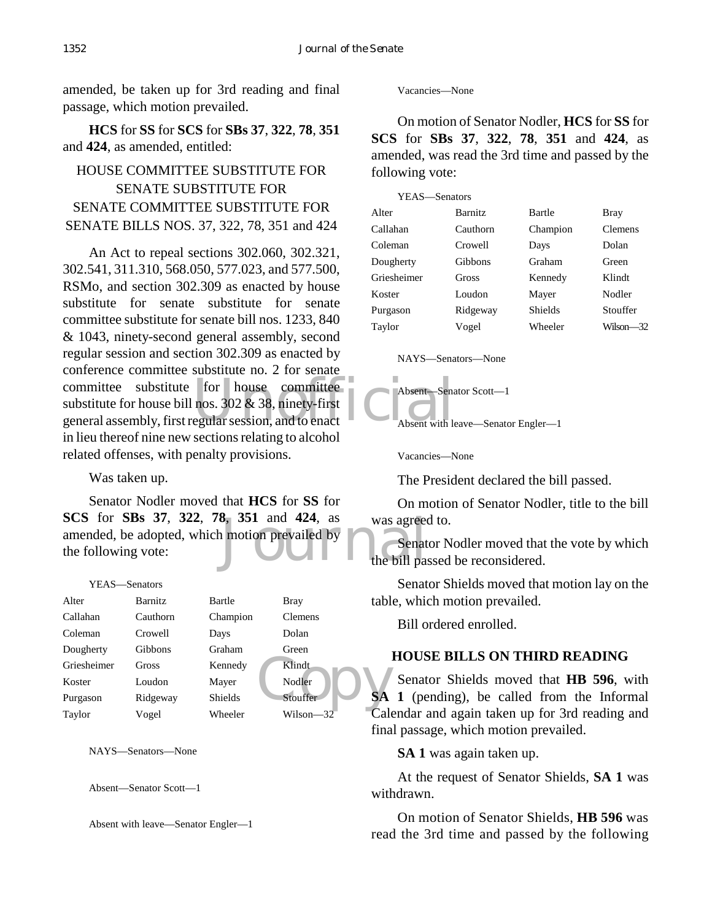amended, be taken up for 3rd reading and final passage, which motion prevailed.

**HCS** for **SS** for **SCS** for **SBs 37**, **322**, **78**, **351** and **424**, as amended, entitled:

HOUSE COMMITTEE SUBSTITUTE FOR SENATE SUBSTITUTE FOR SENATE COMMITTEE SUBSTITUTE FOR SENATE BILLS NOS. 37, 322, 78, 351 and 424

An Act to repeal sections 302.060, 302.321, 302.541, 311.310, 568.050, 577.023, and 577.500, RSMo, and section 302.309 as enacted by house substitute for senate substitute for senate committee substitute for senate bill nos. 1233, 840 & 1043, ninety-second general assembly, second regular session and section 302.309 as enacted by conference committee substitute no. 2 for senate committee substitute for house committee substitute for house bill nos. 302 & 38, ninety-first general assembly, first regular session, and to enact in lieu thereof nine new sections relating to alcohol related offenses, with penalty provisions.

Was taken up.

Senator Nodler moved that **HCS** for **SS** for **SCS** for **SBs 37**, **322**, **78**, **351** and **424**, as amended, be adopted, which motion prevailed by the following vote:

YEAS—Senators

| | | | |
|---|---|---|---|
| Alter | Barnitz | Bartle | Bray |
| Callahan | Cauthorn | Champion | Clemens |
| Coleman | Crowell | Days | Dolan |
| Dougherty | Gibbons | Graham | Green |
| Griesheimer | Gross | Kennedy | Klindt |
| Koster | Loudon | Mayer | Nodler |
| Purgason | Ridgeway | Shields | Stouffer |
| Taylor | Vogel | Wheeler | Wilson—32 |

NAYS—Senators—None

Absent—Senator Scott—1

Absent with leave—Senator Engler—1

Vacancies—None

On motion of Senator Nodler, **HCS** for **SS** for **SCS** for **SBs 37**, **322**, **78**, **351** and **424**, as amended, was read the 3rd time and passed by the following vote:

YEAS—Senators

| | | | |
|---|---|---|---|
| Alter | Barnitz | Bartle | Bray |
| Callahan | Cauthorn | Champion | Clemens |
| Coleman | Crowell | Days | Dolan |
| Dougherty | Gibbons | Graham | Green |
| Griesheimer | Gross | Kennedy | Klindt |
| Koster | Loudon | Mayer | Nodler |
| Purgason | Ridgeway | Shields | Stouffer |
| Taylor | Vogel | Wheeler | Wilson—32 |

NAYS—Senators—None

Absent—Senator Scott—1

Absent with leave—Senator Engler—1

Vacancies—None

The President declared the bill passed.

On motion of Senator Nodler, title to the bill was agreed to.

Senator Nodler moved that the vote by which the bill passed be reconsidered.

Senator Shields moved that motion lay on the table, which motion prevailed.

Bill ordered enrolled.

## HOUSE BILLS ON THIRD READING

Senator Shields moved that **HB 596**, with **SA 1** (pending), be called from the Informal Calendar and again taken up for 3rd reading and final passage, which motion prevailed.

**SA 1** was again taken up.

At the request of Senator Shields, **SA 1** was withdrawn.

On motion of Senator Shields, **HB 596** was read the 3rd time and passed by the following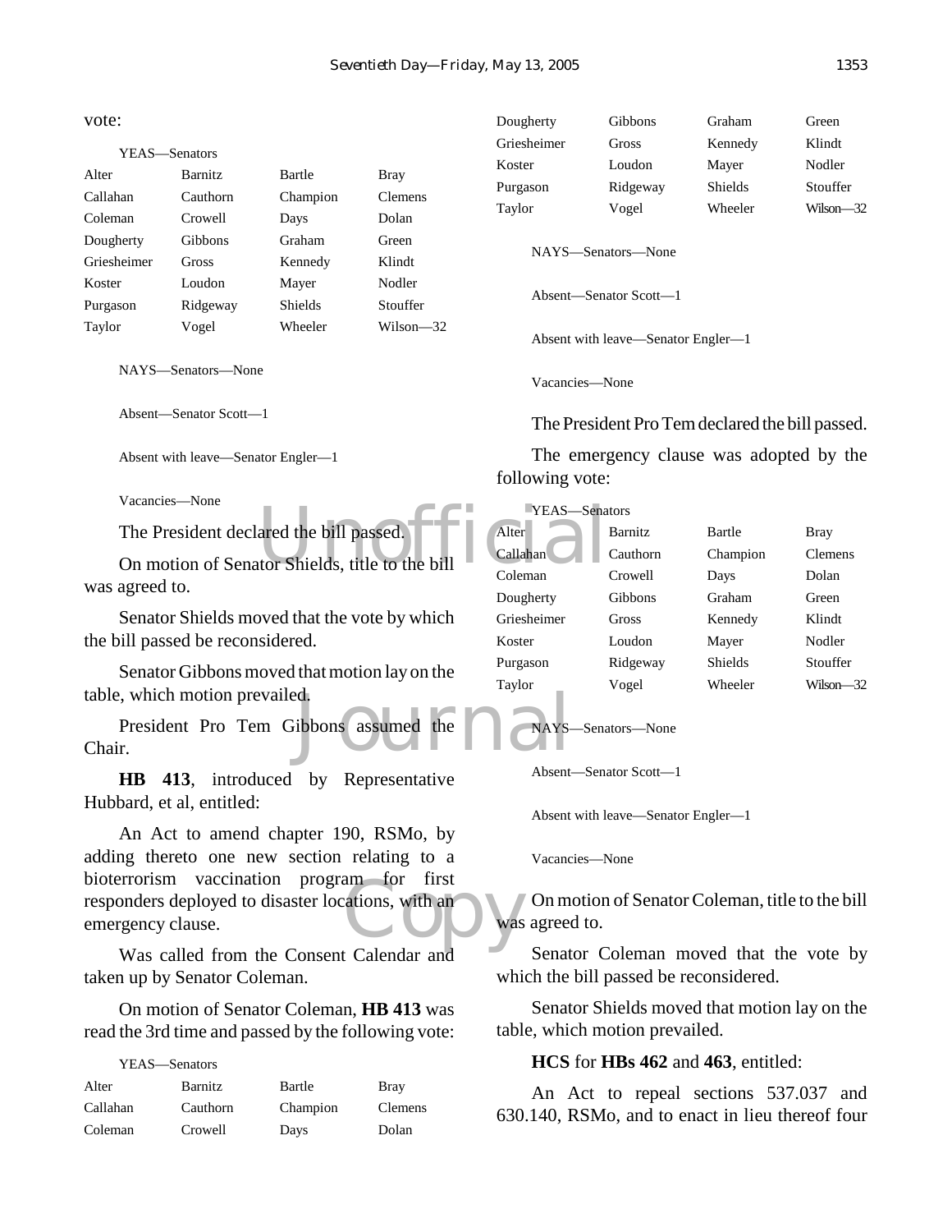vote:

YEAS—Senators

| | | | |
|---|---|---|---|
| Alter | Barnitz | Bartle | Bray |
| Callahan | Cauthorn | Champion | Clemens |
| Coleman | Crowell | Days | Dolan |
| Dougherty | Gibbons | Graham | Green |
| Griesheimer | Gross | Kennedy | Klindt |
| Koster | Loudon | Mayer | Nodler |
| Purgason | Ridgeway | Shields | Stouffer |
| Taylor | Vogel | Wheeler | Wilson—32 |

NAYS—Senators—None

Absent—Senator Scott—1

Absent with leave—Senator Engler—1

Vacancies—None

The President declared the bill passed.

On motion of Senator Shields, title to the bill was agreed to.

Senator Shields moved that the vote by which the bill passed be reconsidered.

Senator Gibbons moved that motion lay on the table, which motion prevailed.

President Pro Tem Gibbons assumed the Chair.

**HB 413**, introduced by Representative Hubbard, et al, entitled:

An Act to amend chapter 190, RSMo, by adding thereto one new section relating to a bioterrorism vaccination program for first responders deployed to disaster locations, with an emergency clause.

Was called from the Consent Calendar and taken up by Senator Coleman.

On motion of Senator Coleman, **HB 413** was read the 3rd time and passed by the following vote:

YEAS—Senators

| | | | |
|---|---|---|---|
| Alter | Barnitz | Bartle | Bray |
| Callahan | Cauthorn | Champion | Clemens |
| Coleman | Crowell | Days | Dolan |
| Dougherty | Gibbons | Graham | Green |
| Griesheimer | Gross | Kennedy | Klindt |
| Koster | Loudon | Mayer | Nodler |
| Purgason | Ridgeway | Shields | Stouffer |
| Taylor | Vogel | Wheeler | Wilson—32 |

NAYS—Senators—None

Absent—Senator Scott—1

Absent with leave—Senator Engler—1

Vacancies—None

The President Pro Tem declared the bill passed.

The emergency clause was adopted by the following vote:

YEAS—Senators

| | | | |
|---|---|---|---|
| Alter | Barnitz | Bartle | Bray |
| Callahan | Cauthorn | Champion | Clemens |
| Coleman | Crowell | Days | Dolan |
| Dougherty | Gibbons | Graham | Green |
| Griesheimer | Gross | Kennedy | Klindt |
| Koster | Loudon | Mayer | Nodler |
| Purgason | Ridgeway | Shields | Stouffer |
| Taylor | Vogel | Wheeler | Wilson—32 |

NAYS—Senators—None

Absent—Senator Scott—1

Absent with leave—Senator Engler—1

Vacancies—None

On motion of Senator Coleman, title to the bill was agreed to.

Senator Coleman moved that the vote by which the bill passed be reconsidered.

Senator Shields moved that motion lay on the table, which motion prevailed.

**HCS** for **HBs 462** and **463**, entitled:

An Act to repeal sections 537.037 and 630.140, RSMo, and to enact in lieu thereof four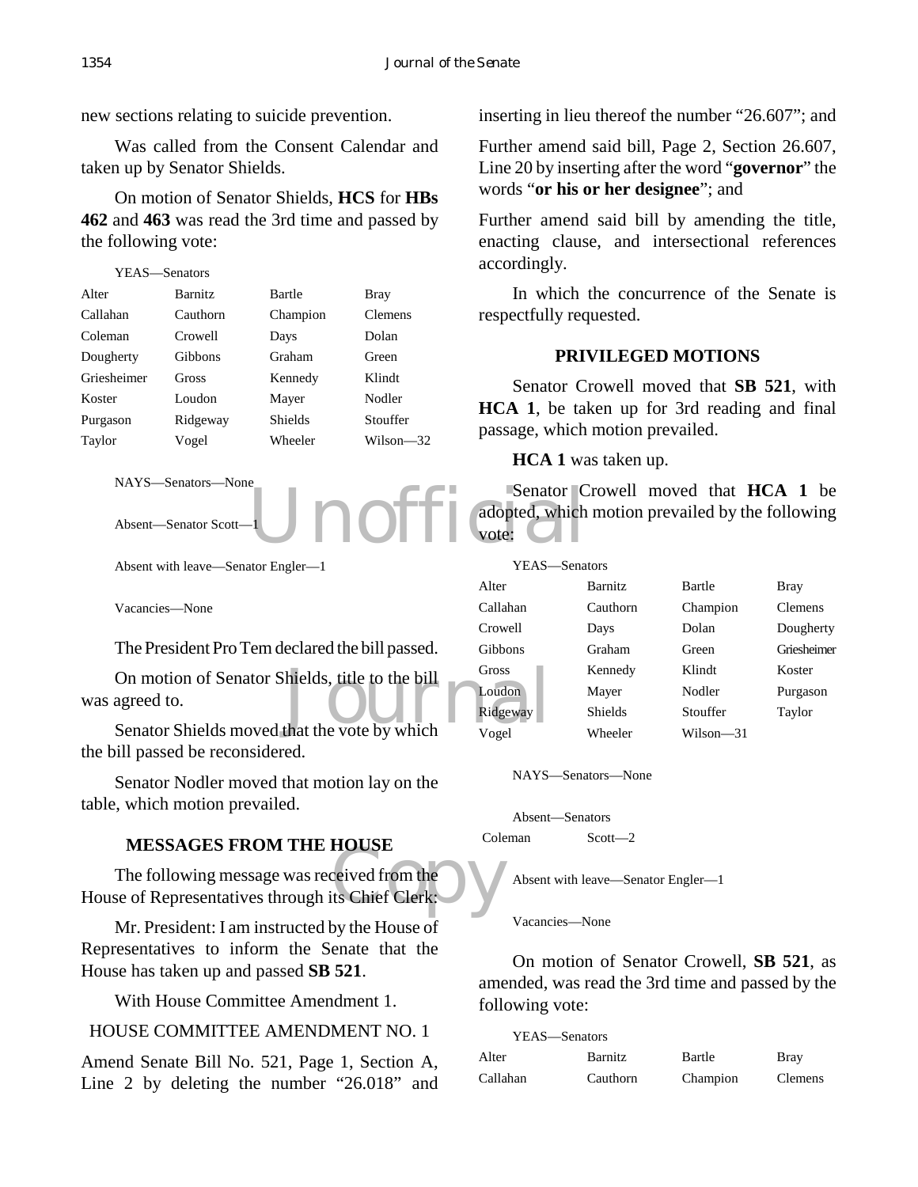new sections relating to suicide prevention.

Was called from the Consent Calendar and taken up by Senator Shields.

On motion of Senator Shields, **HCS** for **HBs 462** and **463** was read the 3rd time and passed by the following vote:

YEAS—Senators

| | | | |
|---|---|---|---|
| Alter | Barnitz | Bartle | Bray |
| Callahan | Cauthorn | Champion | Clemens |
| Coleman | Crowell | Days | Dolan |
| Dougherty | Gibbons | Graham | Green |
| Griesheimer | Gross | Kennedy | Klindt |
| Koster | Loudon | Mayer | Nodler |
| Purgason | Ridgeway | Shields | Stouffer |
| Taylor | Vogel | Wheeler | Wilson—32 |

NAYS—Senators—None

Absent—Senator Scott—1

Absent with leave—Senator Engler—1

Vacancies—None

The President Pro Tem declared the bill passed.

On motion of Senator Shields, title to the bill was agreed to.

Senator Shields moved that the vote by which the bill passed be reconsidered.

Senator Nodler moved that motion lay on the table, which motion prevailed.

## MESSAGES FROM THE HOUSE

The following message was received from the House of Representatives through its Chief Clerk:

Mr. President: I am instructed by the House of Representatives to inform the Senate that the House has taken up and passed **SB 521**.

With House Committee Amendment 1.

HOUSE COMMITTEE AMENDMENT NO. 1

Amend Senate Bill No. 521, Page 1, Section A, Line 2 by deleting the number "26.018" and inserting in lieu thereof the number "26.607"; and

Further amend said bill, Page 2, Section 26.607, Line 20 by inserting after the word "**governor**" the words "**or his or her designee**"; and

Further amend said bill by amending the title, enacting clause, and intersectional references accordingly.

In which the concurrence of the Senate is respectfully requested.

## PRIVILEGED MOTIONS

Senator Crowell moved that **SB 521**, with **HCA 1**, be taken up for 3rd reading and final passage, which motion prevailed.

**HCA 1** was taken up.

Senator Crowell moved that **HCA 1** be adopted, which motion prevailed by the following vote:

YEAS—Senators

| | | | |
|---|---|---|---|
| Alter | Barnitz | Bartle | Bray |
| Callahan | Cauthorn | Champion | Clemens |
| Crowell | Days | Dolan | Dougherty |
| Gibbons | Graham | Green | Griesheimer |
| Gross | Kennedy | Klindt | Koster |
| Loudon | Mayer | Nodler | Purgason |
| Ridgeway | Shields | Stouffer | Taylor |
| Vogel | Wheeler | Wilson—31 | |

NAYS—Senators—None

Absent—Senators

| | |
|---|---|
| Coleman | Scott—2 |

Absent with leave—Senator Engler—1

Vacancies—None

On motion of Senator Crowell, **SB 521**, as amended, was read the 3rd time and passed by the following vote:

YEAS—Senators

| | | | |
|---|---|---|---|
| Alter | Barnitz | Bartle | Bray |
| Callahan | Cauthorn | Champion | Clemens |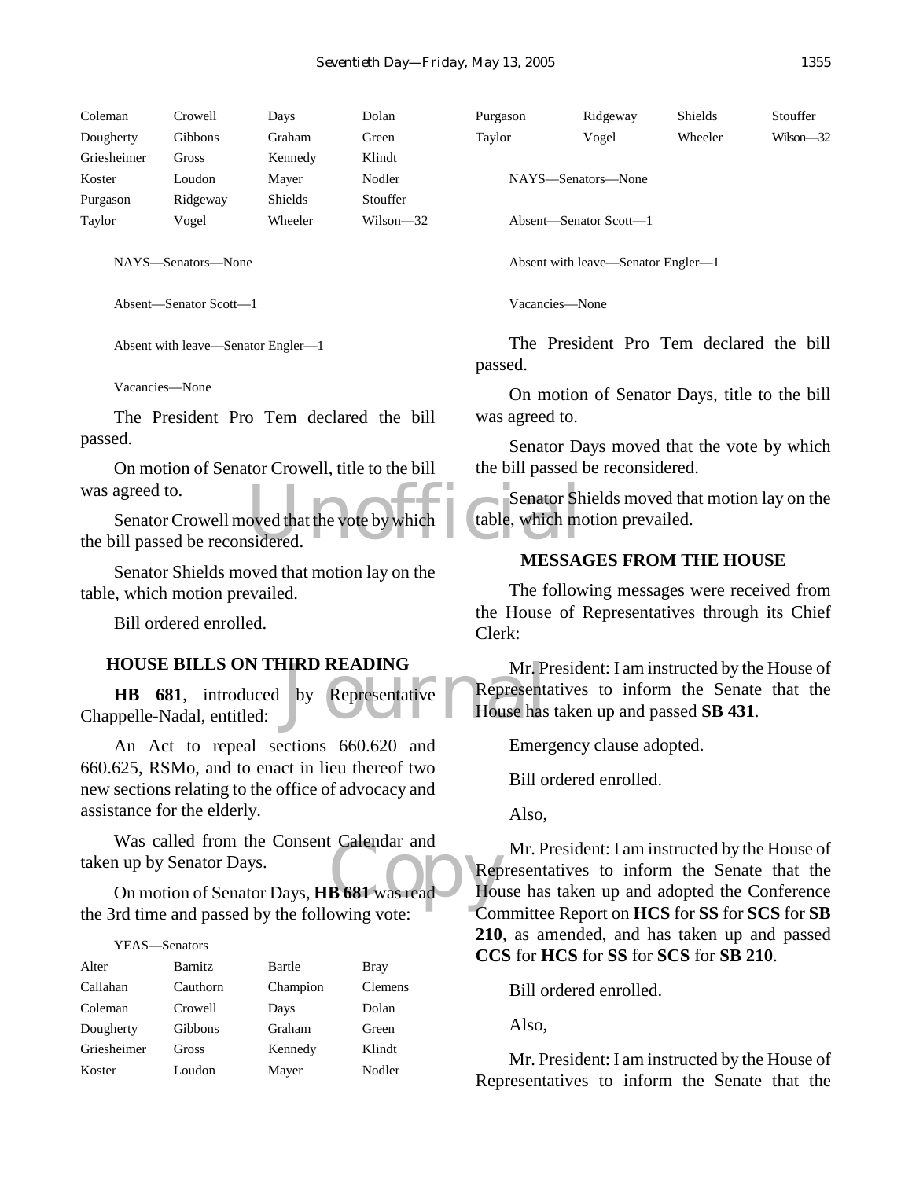| Coleman | Crowell | Days | Dolan |
|---|---|---|---|
| Dougherty | Gibbons | Graham | Green |
| Griesheimer | Gross | Kennedy | Klindt |
| Koster | Loudon | Mayer | Nodler |
| Purgason | Ridgeway | Shields | Stouffer |
| Taylor | Vogel | Wheeler | Wilson—32 |

NAYS—Senators—None

Absent—Senator Scott—1

Absent with leave—Senator Engler—1

Vacancies—None

The President Pro Tem declared the bill passed.

On motion of Senator Crowell, title to the bill was agreed to.

Senator Crowell moved that the vote by which the bill passed be reconsidered.

Senator Shields moved that motion lay on the table, which motion prevailed.

Bill ordered enrolled.

## HOUSE BILLS ON THIRD READING

**HB 681**, introduced by Representative Chappelle-Nadal, entitled:

An Act to repeal sections 660.620 and 660.625, RSMo, and to enact in lieu thereof two new sections relating to the office of advocacy and assistance for the elderly.

Was called from the Consent Calendar and taken up by Senator Days.

On motion of Senator Days, **HB 681** was read the 3rd time and passed by the following vote:

YEAS—Senators

| Alter | Barnitz | Bartle | Bray |
|---|---|---|---|
| Callahan | Cauthorn | Champion | Clemens |
| Coleman | Crowell | Days | Dolan |
| Dougherty | Gibbons | Graham | Green |
| Griesheimer | Gross | Kennedy | Klindt |
| Koster | Loudon | Mayer | Nodler |
| Purgason | Ridgeway | Shields | Stouffer |
| Taylor | Vogel | Wheeler | Wilson—32 |

NAYS—Senators—None

Absent—Senator Scott—1

Absent with leave—Senator Engler—1

Vacancies—None

The President Pro Tem declared the bill passed.

On motion of Senator Days, title to the bill was agreed to.

Senator Days moved that the vote by which the bill passed be reconsidered.

Senator Shields moved that motion lay on the table, which motion prevailed.

## MESSAGES FROM THE HOUSE

The following messages were received from the House of Representatives through its Chief Clerk:

Mr. President: I am instructed by the House of Representatives to inform the Senate that the House has taken up and passed **SB 431**.

Emergency clause adopted.

Bill ordered enrolled.

Also,

Mr. President: I am instructed by the House of Representatives to inform the Senate that the House has taken up and adopted the Conference Committee Report on **HCS** for **SS** for **SCS** for **SB 210**, as amended, and has taken up and passed **CCS** for **HCS** for **SS** for **SCS** for **SB 210**.

Bill ordered enrolled.

Also,

Mr. President: I am instructed by the House of Representatives to inform the Senate that the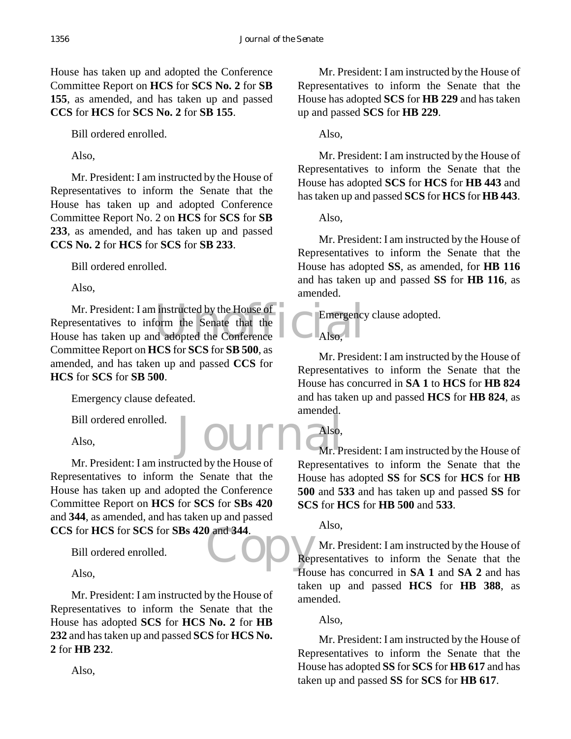House has taken up and adopted the Conference Committee Report on **HCS** for **SCS No. 2** for **SB 155**, as amended, and has taken up and passed **CCS** for **HCS** for **SCS No. 2** for **SB 155**.

Bill ordered enrolled.

Also,

Mr. President: I am instructed by the House of Representatives to inform the Senate that the House has taken up and adopted Conference Committee Report No. 2 on **HCS** for **SCS** for **SB 233**, as amended, and has taken up and passed **CCS No. 2** for **HCS** for **SCS** for **SB 233**.

Bill ordered enrolled.

Also,

Mr. President: I am instructed by the House of Representatives to inform the Senate that the House has taken up and adopted the Conference Committee Report on **HCS** for **SCS** for **SB 500**, as amended, and has taken up and passed **CCS** for **HCS** for **SCS** for **SB 500**.

Emergency clause defeated.

Bill ordered enrolled.

Also,

Mr. President: I am instructed by the House of Representatives to inform the Senate that the House has taken up and adopted the Conference Committee Report on **HCS** for **SCS** for **SBs 420** and **344**, as amended, and has taken up and passed **CCS** for **HCS** for **SCS** for **SBs 420** and **344**.

Bill ordered enrolled.

Also,

Mr. President: I am instructed by the House of Representatives to inform the Senate that the House has adopted **SCS** for **HCS No. 2** for **HB 232** and has taken up and passed **SCS** for **HCS No. 2** for **HB 232**.

Also,

Mr. President: I am instructed by the House of Representatives to inform the Senate that the House has adopted **SCS** for **HB 229** and has taken up and passed **SCS** for **HB 229**.

Also,

Mr. President: I am instructed by the House of Representatives to inform the Senate that the House has adopted **SCS** for **HCS** for **HB 443** and has taken up and passed **SCS** for **HCS** for **HB 443**.

Also,

Mr. President: I am instructed by the House of Representatives to inform the Senate that the House has adopted **SS**, as amended, for **HB 116** and has taken up and passed **SS** for **HB 116**, as amended.

Emergency clause adopted.

Also,

Mr. President: I am instructed by the House of Representatives to inform the Senate that the House has concurred in **SA 1** to **HCS** for **HB 824** and has taken up and passed **HCS** for **HB 824**, as amended.

Also,

Mr. President: I am instructed by the House of Representatives to inform the Senate that the House has adopted **SS** for **SCS** for **HCS** for **HB 500** and **533** and has taken up and passed **SS** for **SCS** for **HCS** for **HB 500** and **533**.

Also,

Mr. President: I am instructed by the House of Representatives to inform the Senate that the House has concurred in **SA 1** and **SA 2** and has taken up and passed **HCS** for **HB 388**, as amended.

Also,

Mr. President: I am instructed by the House of Representatives to inform the Senate that the House has adopted **SS** for **SCS** for **HB 617** and has taken up and passed **SS** for **SCS** for **HB 617**.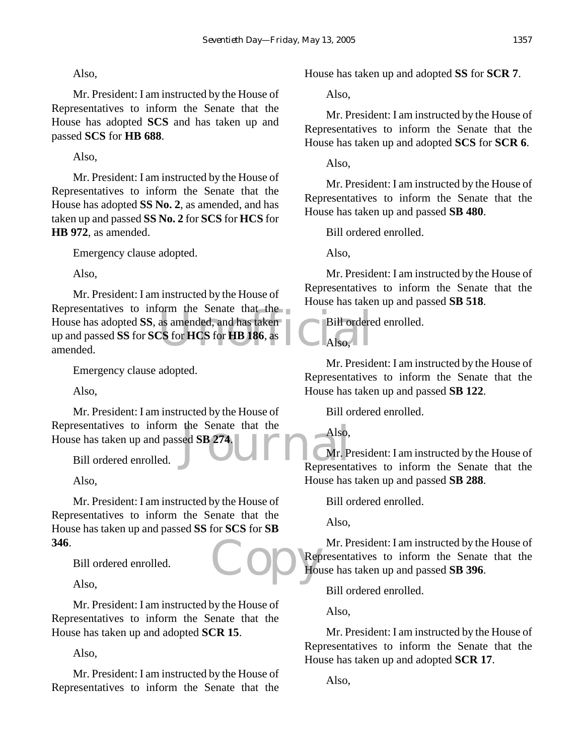Also,

Mr. President: I am instructed by the House of Representatives to inform the Senate that the House has adopted **SCS** and has taken up and passed **SCS** for **HB 688**.

Also,

Mr. President: I am instructed by the House of Representatives to inform the Senate that the House has adopted **SS No. 2**, as amended, and has taken up and passed **SS No. 2** for **SCS** for **HCS** for **HB 972**, as amended.

Emergency clause adopted.

Also,

Mr. President: I am instructed by the House of Representatives to inform the Senate that the House has adopted **SS**, as amended, and has taken up and passed **SS** for **SCS** for **HCS** for **HB 186**, as amended.

Emergency clause adopted.

Also,

Mr. President: I am instructed by the House of Representatives to inform the Senate that the House has taken up and passed **SB 274**.

Bill ordered enrolled.

Also,

Mr. President: I am instructed by the House of Representatives to inform the Senate that the House has taken up and passed **SS** for **SCS** for **SB 346**.

Bill ordered enrolled.

Also,

Mr. President: I am instructed by the House of Representatives to inform the Senate that the House has taken up and adopted **SCR 15**.

Also,

Mr. President: I am instructed by the House of Representatives to inform the Senate that the House has taken up and adopted **SS** for **SCR 7**.

Also,

Mr. President: I am instructed by the House of Representatives to inform the Senate that the House has taken up and adopted **SCS** for **SCR 6**.

Also,

Mr. President: I am instructed by the House of Representatives to inform the Senate that the House has taken up and passed **SB 480**.

Bill ordered enrolled.

Also,

Mr. President: I am instructed by the House of Representatives to inform the Senate that the House has taken up and passed **SB 518**.

Bill ordered enrolled.

Also,

Mr. President: I am instructed by the House of Representatives to inform the Senate that the House has taken up and passed **SB 122**.

Bill ordered enrolled.

Also,

Mr. President: I am instructed by the House of Representatives to inform the Senate that the House has taken up and passed **SB 288**.

Bill ordered enrolled.

Also,

Mr. President: I am instructed by the House of Representatives to inform the Senate that the House has taken up and passed **SB 396**.

Bill ordered enrolled.

Also,

Mr. President: I am instructed by the House of Representatives to inform the Senate that the House has taken up and adopted **SCR 17**.

Also,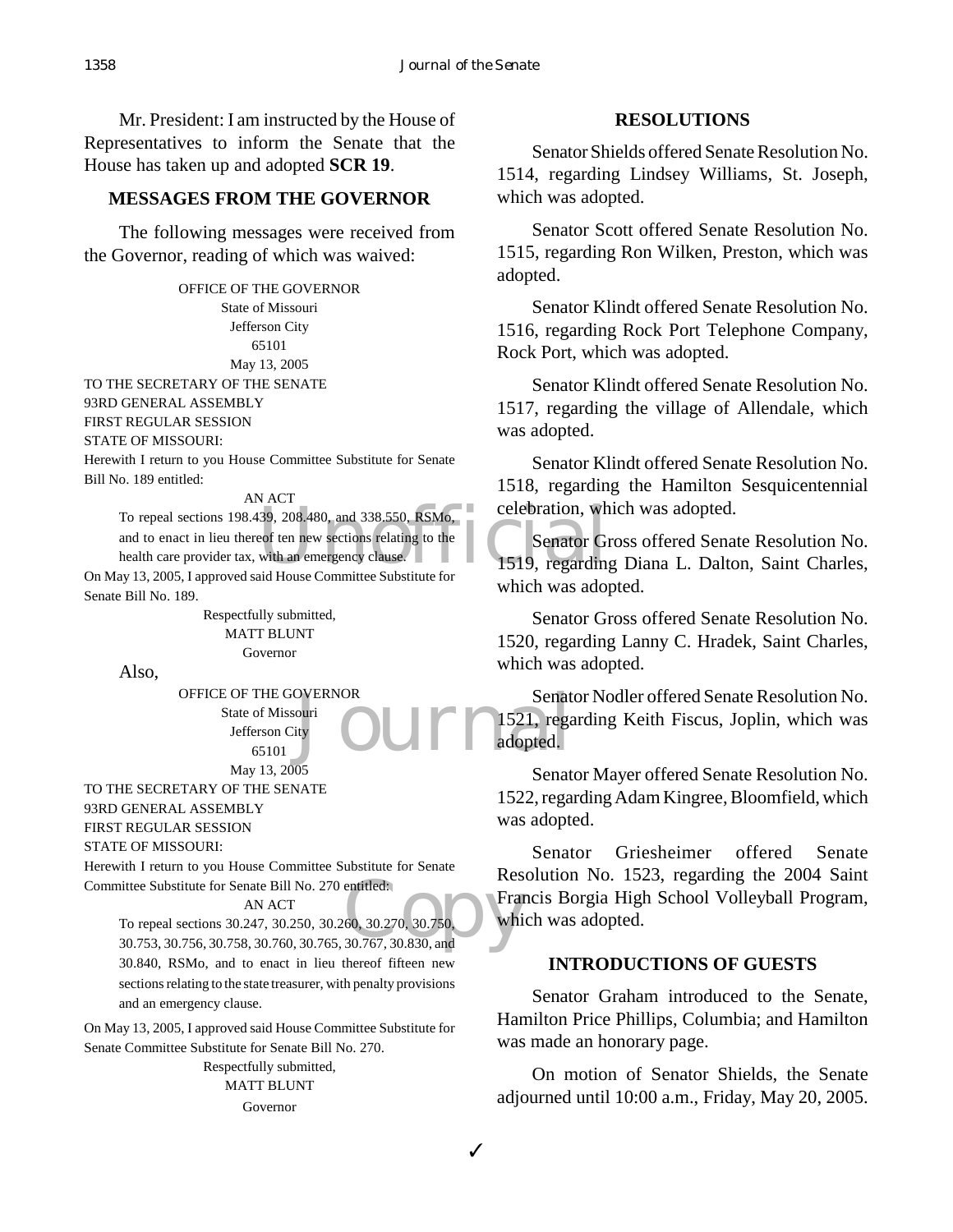Mr. President: I am instructed by the House of Representatives to inform the Senate that the House has taken up and adopted **SCR 19**.

## MESSAGES FROM THE GOVERNOR

The following messages were received from the Governor, reading of which was waived:

OFFICE OF THE GOVERNOR
State of Missouri
Jefferson City
65101
May 13, 2005

TO THE SECRETARY OF THE SENATE
93RD GENERAL ASSEMBLY
FIRST REGULAR SESSION
STATE OF MISSOURI:

Herewith I return to you House Committee Substitute for Senate Bill No. 189 entitled:

AN ACT

To repeal sections 198.439, 208.480, and 338.550, RSMo, and to enact in lieu thereof ten new sections relating to the health care provider tax, with an emergency clause.

On May 13, 2005, I approved said House Committee Substitute for Senate Bill No. 189.

Respectfully submitted,
MATT BLUNT
Governor

Also,

OFFICE OF THE GOVERNOR
State of Missouri
Jefferson City
65101
May 13, 2005

TO THE SECRETARY OF THE SENATE
93RD GENERAL ASSEMBLY
FIRST REGULAR SESSION
STATE OF MISSOURI:

Herewith I return to you House Committee Substitute for Senate Committee Substitute for Senate Bill No. 270 entitled:

AN ACT

To repeal sections 30.247, 30.250, 30.260, 30.270, 30.750, 30.753, 30.756, 30.758, 30.760, 30.765, 30.767, 30.830, and 30.840, RSMo, and to enact in lieu thereof fifteen new sections relating to the state treasurer, with penalty provisions and an emergency clause.

On May 13, 2005, I approved said House Committee Substitute for Senate Committee Substitute for Senate Bill No. 270.

Respectfully submitted,
MATT BLUNT
Governor

## RESOLUTIONS

Senator Shields offered Senate Resolution No. 1514, regarding Lindsey Williams, St. Joseph, which was adopted.

Senator Scott offered Senate Resolution No. 1515, regarding Ron Wilken, Preston, which was adopted.

Senator Klindt offered Senate Resolution No. 1516, regarding Rock Port Telephone Company, Rock Port, which was adopted.

Senator Klindt offered Senate Resolution No. 1517, regarding the village of Allendale, which was adopted.

Senator Klindt offered Senate Resolution No. 1518, regarding the Hamilton Sesquicentennial celebration, which was adopted.

Senator Gross offered Senate Resolution No. 1519, regarding Diana L. Dalton, Saint Charles, which was adopted.

Senator Gross offered Senate Resolution No. 1520, regarding Lanny C. Hradek, Saint Charles, which was adopted.

Senator Nodler offered Senate Resolution No. 1521, regarding Keith Fiscus, Joplin, which was adopted.

Senator Mayer offered Senate Resolution No. 1522, regarding Adam Kingree, Bloomfield, which was adopted.

Senator Griesheimer offered Senate Resolution No. 1523, regarding the 2004 Saint Francis Borgia High School Volleyball Program, which was adopted.

## INTRODUCTIONS OF GUESTS

Senator Graham introduced to the Senate, Hamilton Price Phillips, Columbia; and Hamilton was made an honorary page.

On motion of Senator Shields, the Senate adjourned until 10:00 a.m., Friday, May 20, 2005.

✓